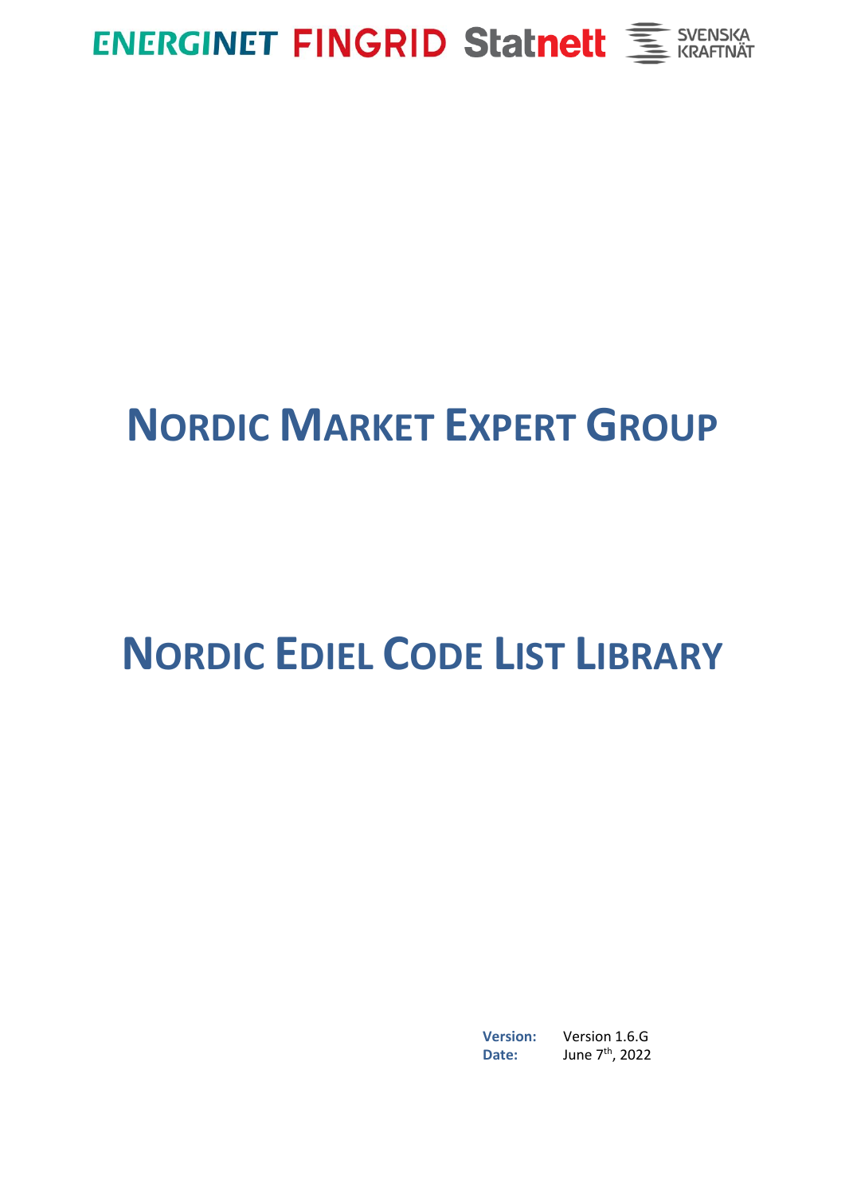ENERGINET FINGRID Statnett SVENSKA KRAFTNÄT

# NORDIC MARKET EXPERT GROUP

# NORDIC EDIEL CODE LIST LIBRARY

**Version:** Version 1.6.G
**Date:** June 7th, 2022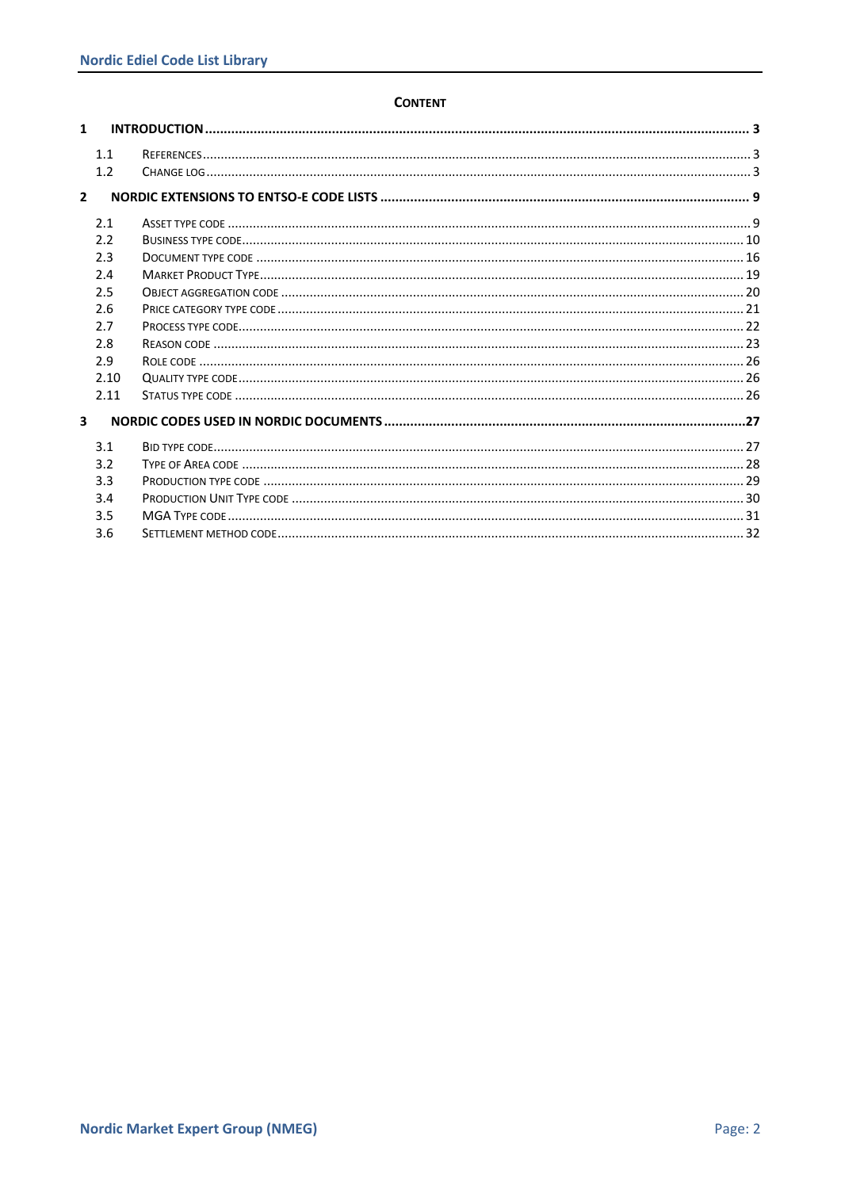**CONTENT**

1 INTRODUCTION ........................................................................ 3

- 1.1 REFERENCES ........................................................................ 3
- 1.2 CHANGE LOG ........................................................................ 3

2 NORDIC EXTENSIONS TO ENTSO-E CODE LISTS ........................................................................ 9

- 2.1 ASSET TYPE CODE ........................................................................ 9
- 2.2 BUSINESS TYPE CODE ........................................................................ 10
- 2.3 DOCUMENT TYPE CODE ........................................................................ 16
- 2.4 MARKET PRODUCT TYPE ........................................................................ 19
- 2.5 OBJECT AGGREGATION CODE ........................................................................ 20
- 2.6 PRICE CATEGORY TYPE CODE ........................................................................ 21
- 2.7 PROCESS TYPE CODE ........................................................................ 22
- 2.8 REASON CODE ........................................................................ 23
- 2.9 ROLE CODE ........................................................................ 26
- 2.10 QUALITY TYPE CODE ........................................................................ 26
- 2.11 STATUS TYPE CODE ........................................................................ 26

3 NORDIC CODES USED IN NORDIC DOCUMENTS ........................................................................ 27

- 3.1 BID TYPE CODE ........................................................................ 27
- 3.2 TYPE OF AREA CODE ........................................................................ 28
- 3.3 PRODUCTION TYPE CODE ........................................................................ 29
- 3.4 PRODUCTION UNIT TYPE CODE ........................................................................ 30
- 3.5 MGA TYPE CODE ........................................................................ 31
- 3.6 SETTLEMENT METHOD CODE ........................................................................ 32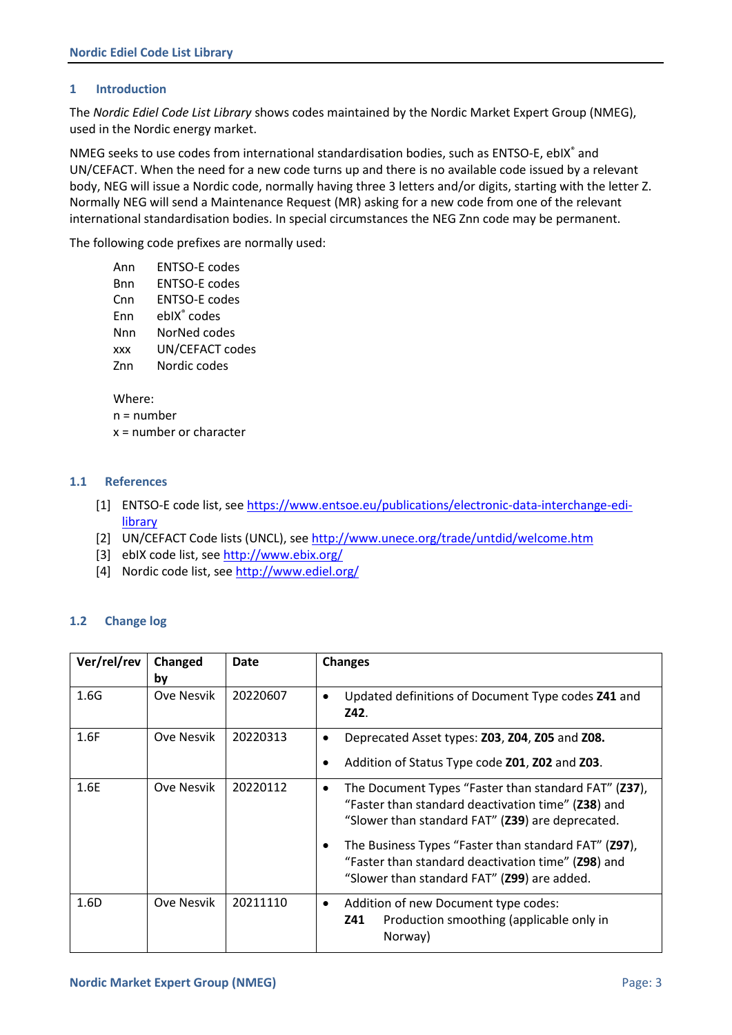# 1 Introduction

The *Nordic Ediel Code List Library* shows codes maintained by the Nordic Market Expert Group (NMEG), used in the Nordic energy market.

NMEG seeks to use codes from international standardisation bodies, such as ENTSO-E, ebIX® and UN/CEFACT. When the need for a new code turns up and there is no available code issued by a relevant body, NEG will issue a Nordic code, normally having three 3 letters and/or digits, starting with the letter Z. Normally NEG will send a Maintenance Request (MR) asking for a new code from one of the relevant international standardisation bodies. In special circumstances the NEG Znn code may be permanent.

The following code prefixes are normally used:

| | |
|---|---|
| Ann | ENTSO-E codes |
| Bnn | ENTSO-E codes |
| Cnn | ENTSO-E codes |
| Enn | ebIX® codes |
| Nnn | NorNed codes |
| xxx | UN/CEFACT codes |
| Znn | Nordic codes |

Where:
n = number
x = number or character

## 1.1 References

[1] ENTSO-E code list, see https://www.entsoe.eu/publications/electronic-data-interchange-edi-library
[2] UN/CEFACT Code lists (UNCL), see http://www.unece.org/trade/untdid/welcome.htm
[3] ebIX code list, see http://www.ebix.org/
[4] Nordic code list, see http://www.ediel.org/

## 1.2 Change log

| Ver/rel/rev | Changed by | Date | Changes |
|---|---|---|---|
| 1.6G | Ove Nesvik | 20220607 | • Updated definitions of Document Type codes **Z41** and **Z42**. |
| 1.6F | Ove Nesvik | 20220313 | • Deprecated Asset types: **Z03**, **Z04**, **Z05** and **Z08.** <br> • Addition of Status Type code **Z01**, **Z02** and **Z03**. |
| 1.6E | Ove Nesvik | 20220112 | • The Document Types “Faster than standard FAT” (**Z37**), “Faster than standard deactivation time” (**Z38**) and “Slower than standard FAT” (**Z39**) are deprecated. <br> • The Business Types “Faster than standard FAT” (**Z97**), “Faster than standard deactivation time” (**Z98**) and “Slower than standard FAT” (**Z99**) are added. |
| 1.6D | Ove Nesvik | 20211110 | • Addition of new Document type codes: <br> **Z41** Production smoothing (applicable only in Norway) |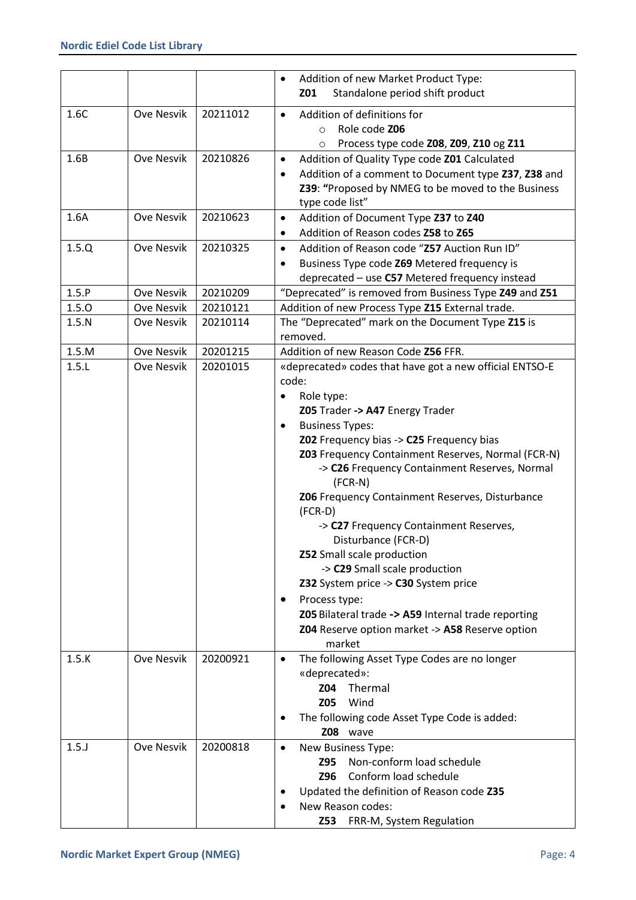| | | | |
|---|---|---|---|
| | | | • Addition of new Market Product Type:<br>**Z01** Standalone period shift product |
| 1.6C | Ove Nesvik | 20211012 | • Addition of definitions for<br>○ Role code **Z06**<br>○ Process type code **Z08**, **Z09**, **Z10** og **Z11** |
| 1.6B | Ove Nesvik | 20210826 | • Addition of Quality Type code **Z01** Calculated<br>• Addition of a comment to Document type **Z37**, **Z38** and **Z39**: **"**Proposed by NMEG to be moved to the Business type code list" |
| 1.6A | Ove Nesvik | 20210623 | • Addition of Document Type **Z37** to **Z40**<br>• Addition of Reason codes **Z58** to **Z65** |
| 1.5.Q | Ove Nesvik | 20210325 | • Addition of Reason code "**Z57** Auction Run ID"<br>• Business Type code **Z69** Metered frequency is deprecated – use **C57** Metered frequency instead |
| 1.5.P | Ove Nesvik | 20210209 | "Deprecated" is removed from Business Type **Z49** and **Z51** |
| 1.5.O | Ove Nesvik | 20210121 | Addition of new Process Type **Z15** External trade. |
| 1.5.N | Ove Nesvik | 20210114 | The "Deprecated" mark on the Document Type **Z15** is removed. |
| 1.5.M | Ove Nesvik | 20201215 | Addition of new Reason Code **Z56** FFR. |
| 1.5.L | Ove Nesvik | 20201015 | «deprecated» codes that have got a new official ENTSO-E code:<br>• Role type:<br>**Z05** Trader **->** **A47** Energy Trader<br>• Business Types:<br>**Z02** Frequency bias -> **C25** Frequency bias<br>**Z03** Frequency Containment Reserves, Normal (FCR-N) -> **C26** Frequency Containment Reserves, Normal (FCR-N)<br>**Z06** Frequency Containment Reserves, Disturbance (FCR-D) -> **C27** Frequency Containment Reserves, Disturbance (FCR-D)<br>**Z52** Small scale production -> **C29** Small scale production<br>**Z32** System price -> **C30** System price<br>• Process type:<br>**Z05** Bilateral trade **->** **A59** Internal trade reporting<br>**Z04** Reserve option market -> **A58** Reserve option market |
| 1.5.K | Ove Nesvik | 20200921 | • The following Asset Type Codes are no longer «deprecated»:<br>**Z04** Thermal<br>**Z05** Wind<br>• The following code Asset Type Code is added:<br>**Z08** wave |
| 1.5.J | Ove Nesvik | 20200818 | • New Business Type:<br>**Z95** Non-conform load schedule<br>**Z96** Conform load schedule<br>• Updated the definition of Reason code **Z35**<br>• New Reason codes:<br>**Z53** FRR-M, System Regulation |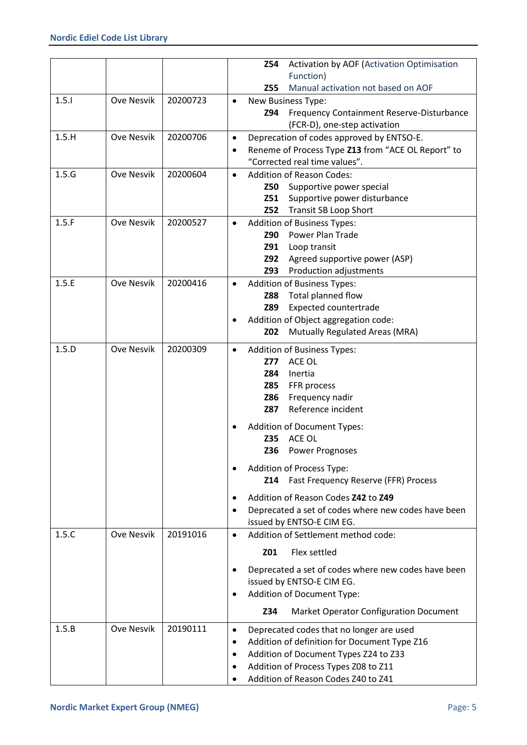| | | | |
|---|---|---|---|
| | | | **Z54** Activation by AOF (Activation Optimisation Function)<br>**Z55** Manual activation not based on AOF |
| 1.5.I | Ove Nesvik | 20200723 | • New Business Type:<br>**Z94** Frequency Containment Reserve-Disturbance (FCR-D), one-step activation |
| 1.5.H | Ove Nesvik | 20200706 | • Deprecation of codes approved by ENTSO-E.<br>• Reneme of Process Type **Z13** from "ACE OL Report" to "Corrected real time values". |
| 1.5.G | Ove Nesvik | 20200604 | • Addition of Reason Codes:<br>**Z50** Supportive power special<br>**Z51** Supportive power disturbance<br>**Z52** Transit SB Loop Short |
| 1.5.F | Ove Nesvik | 20200527 | • Addition of Business Types:<br>**Z90** Power Plan Trade<br>**Z91** Loop transit<br>**Z92** Agreed supportive power (ASP)<br>**Z93** Production adjustments |
| 1.5.E | Ove Nesvik | 20200416 | • Addition of Business Types:<br>**Z88** Total planned flow<br>**Z89** Expected countertrade<br>• Addition of Object aggregation code:<br>**Z02** Mutually Regulated Areas (MRA) |
| 1.5.D | Ove Nesvik | 20200309 | • Addition of Business Types:<br>**Z77** ACE OL<br>**Z84** Inertia<br>**Z85** FFR process<br>**Z86** Frequency nadir<br>**Z87** Reference incident<br>• Addition of Document Types:<br>**Z35** ACE OL<br>**Z36** Power Prognoses<br>• Addition of Process Type:<br>**Z14** Fast Frequency Reserve (FFR) Process<br>• Addition of Reason Codes **Z42** to **Z49**<br>• Deprecated a set of codes where new codes have been issued by ENTSO-E CIM EG. |
| 1.5.C | Ove Nesvik | 20191016 | • Addition of Settlement method code:<br>**Z01** Flex settled<br>• Deprecated a set of codes where new codes have been issued by ENTSO-E CIM EG.<br>• Addition of Document Type:<br>**Z34** Market Operator Configuration Document |
| 1.5.B | Ove Nesvik | 20190111 | • Deprecated codes that no longer are used<br>• Addition of definition for Document Type Z16<br>• Addition of Document Types Z24 to Z33<br>• Addition of Process Types Z08 to Z11<br>• Addition of Reason Codes Z40 to Z41 |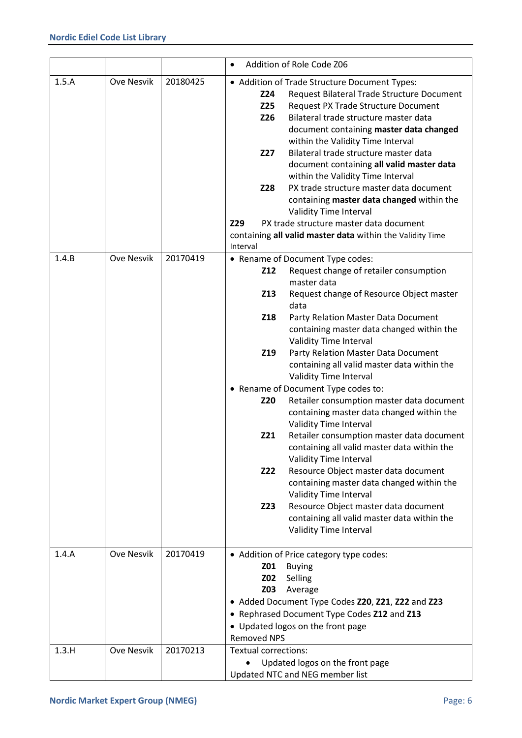|  |  |  | • Addition of Role Code Z06 |
|---|---|---|---|
| 1.5.A | Ove Nesvik | 20180425 | • Addition of Trade Structure Document Types:<br>**Z24** Request Bilateral Trade Structure Document<br>**Z25** Request PX Trade Structure Document<br>**Z26** Bilateral trade structure master data document containing **master data changed** within the Validity Time Interval<br>**Z27** Bilateral trade structure master data document containing **all valid master data** within the Validity Time Interval<br>**Z28** PX trade structure master data document containing **master data changed** within the Validity Time Interval<br>**Z29** PX trade structure master data document containing **all valid master data** within the Validity Time Interval |
| 1.4.B | Ove Nesvik | 20170419 | • Rename of Document Type codes:<br>**Z12** Request change of retailer consumption master data<br>**Z13** Request change of Resource Object master data<br>**Z18** Party Relation Master Data Document containing master data changed within the Validity Time Interval<br>**Z19** Party Relation Master Data Document containing all valid master data within the Validity Time Interval<br>• Rename of Document Type codes to:<br>**Z20** Retailer consumption master data document containing master data changed within the Validity Time Interval<br>**Z21** Retailer consumption master data document containing all valid master data within the Validity Time Interval<br>**Z22** Resource Object master data document containing master data changed within the Validity Time Interval<br>**Z23** Resource Object master data document containing all valid master data within the Validity Time Interval |
| 1.4.A | Ove Nesvik | 20170419 | • Addition of Price category type codes:<br>**Z01** Buying<br>**Z02** Selling<br>**Z03** Average<br>• Added Document Type Codes **Z20**, **Z21**, **Z22** and **Z23**<br>• Rephrased Document Type Codes **Z12** and **Z13**<br>• Updated logos on the front page<br>Removed NPS |
| 1.3.H | Ove Nesvik | 20170213 | Textual corrections:<br>• Updated logos on the front page<br>Updated NTC and NEG member list |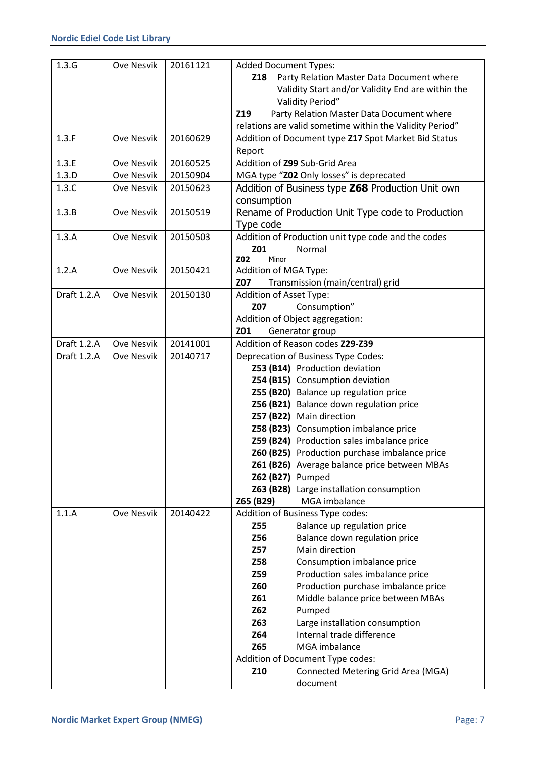| | | | |
|---|---|---|---|
| 1.3.G | Ove Nesvik | 20161121 | Added Document Types:<br>**Z18** Party Relation Master Data Document where Validity Start and/or Validity End are within the Validity Period"<br>**Z19** Party Relation Master Data Document where relations are valid sometime within the Validity Period" |
| 1.3.F | Ove Nesvik | 20160629 | Addition of Document type **Z17** Spot Market Bid Status Report |
| 1.3.E | Ove Nesvik | 20160525 | Addition of **Z99** Sub-Grid Area |
| 1.3.D | Ove Nesvik | 20150904 | MGA type "**Z02** Only losses" is deprecated |
| 1.3.C | Ove Nesvik | 20150623 | Addition of Business type **Z68** Production Unit own consumption |
| 1.3.B | Ove Nesvik | 20150519 | Rename of Production Unit Type code to Production Type code |
| 1.3.A | Ove Nesvik | 20150503 | Addition of Production unit type code and the codes<br>**Z01** Normal<br>**Z02** Minor |
| 1.2.A | Ove Nesvik | 20150421 | Addition of MGA Type:<br>**Z07** Transmission (main/central) grid |
| Draft 1.2.A | Ove Nesvik | 20150130 | Addition of Asset Type:<br>**Z07** Consumption"<br>Addition of Object aggregation:<br>**Z01** Generator group |
| Draft 1.2.A | Ove Nesvik | 20141001 | Addition of Reason codes **Z29-Z39** |
| Draft 1.2.A | Ove Nesvik | 20140717 | Deprecation of Business Type Codes:<br>**Z53 (B14)** Production deviation<br>**Z54 (B15)** Consumption deviation<br>**Z55 (B20)** Balance up regulation price<br>**Z56 (B21)** Balance down regulation price<br>**Z57 (B22)** Main direction<br>**Z58 (B23)** Consumption imbalance price<br>**Z59 (B24)** Production sales imbalance price<br>**Z60 (B25)** Production purchase imbalance price<br>**Z61 (B26)** Average balance price between MBAs<br>**Z62 (B27)** Pumped<br>**Z63 (B28)** Large installation consumption<br>**Z65 (B29)** MGA imbalance |
| 1.1.A | Ove Nesvik | 20140422 | Addition of Business Type codes:<br>**Z55** Balance up regulation price<br>**Z56** Balance down regulation price<br>**Z57** Main direction<br>**Z58** Consumption imbalance price<br>**Z59** Production sales imbalance price<br>**Z60** Production purchase imbalance price<br>**Z61** Middle balance price between MBAs<br>**Z62** Pumped<br>**Z63** Large installation consumption<br>**Z64** Internal trade difference<br>**Z65** MGA imbalance<br>Addition of Document Type codes:<br>**Z10** Connected Metering Grid Area (MGA) document |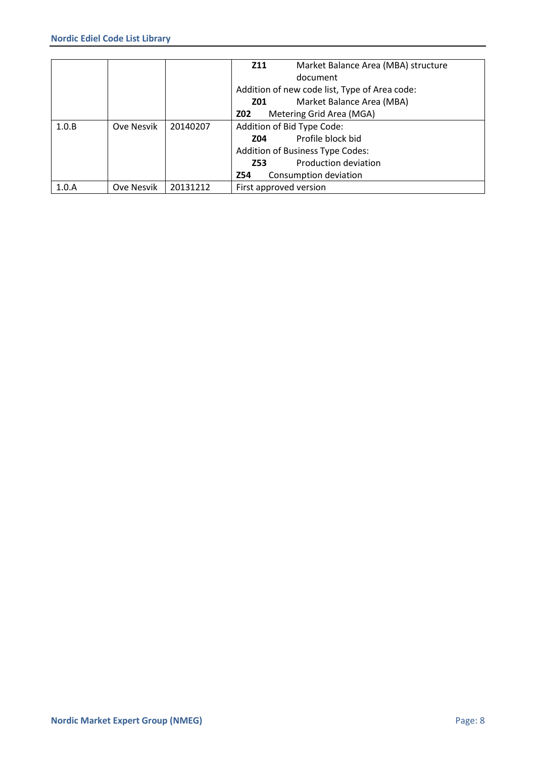| | | | |
|---|---|---|---|
| | | | **Z11** Market Balance Area (MBA) structure document<br>Addition of new code list, Type of Area code:<br>**Z01** Market Balance Area (MBA)<br>**Z02** Metering Grid Area (MGA) |
| 1.0.B | Ove Nesvik | 20140207 | Addition of Bid Type Code:<br>**Z04** Profile block bid<br>Addition of Business Type Codes:<br>**Z53** Production deviation<br>**Z54** Consumption deviation |
| 1.0.A | Ove Nesvik | 20131212 | First approved version |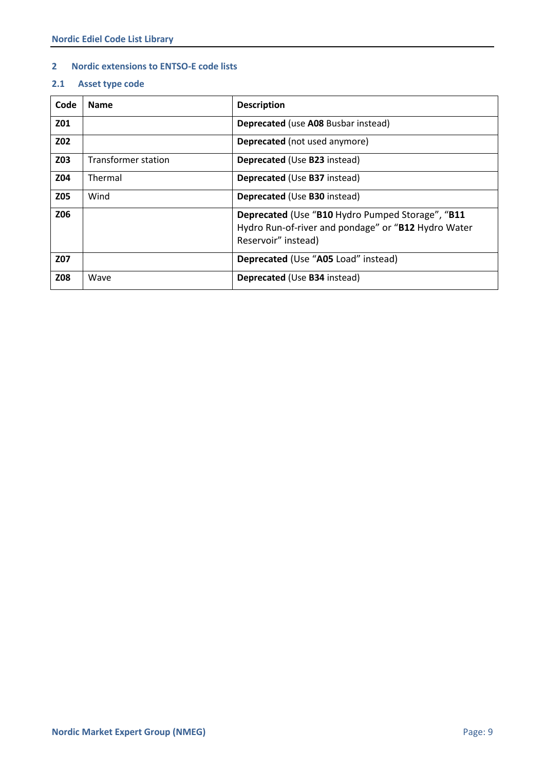## 2 Nordic extensions to ENTSO-E code lists

### 2.1 Asset type code

| Code | Name | Description |
|---|---|---|
| **Z01** | | **Deprecated** (use **A08** Busbar instead) |
| **Z02** | | **Deprecated** (not used anymore) |
| **Z03** | Transformer station | **Deprecated** (Use **B23** instead) |
| **Z04** | Thermal | **Deprecated** (Use **B37** instead) |
| **Z05** | Wind | **Deprecated** (Use **B30** instead) |
| **Z06** | | **Deprecated** (Use "**B10** Hydro Pumped Storage", "**B11** Hydro Run-of-river and pondage" or "**B12** Hydro Water Reservoir" instead) |
| **Z07** | | **Deprecated** (Use "**A05** Load" instead) |
| **Z08** | Wave | **Deprecated** (Use **B34** instead) |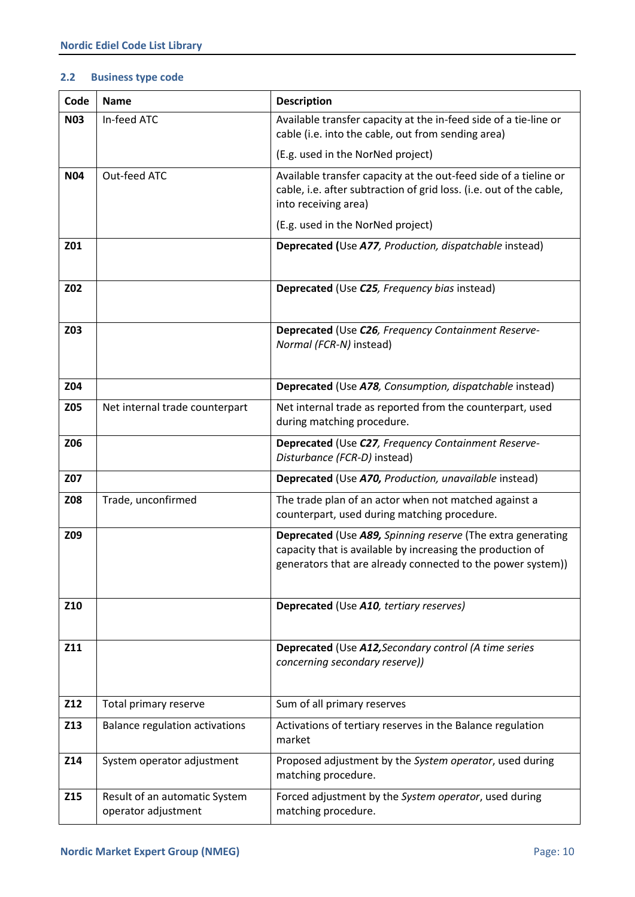### 2.2 Business type code

| Code | Name | Description |
|---|---|---|
| **N03** | In-feed ATC | Available transfer capacity at the in-feed side of a tie-line or cable (i.e. into the cable, out from sending area)<br><br>(E.g. used in the NorNed project) |
| **N04** | Out-feed ATC | Available transfer capacity at the out-feed side of a tieline or cable, i.e. after subtraction of grid loss. (i.e. out of the cable, into receiving area)<br><br>(E.g. used in the NorNed project) |
| **Z01** | | **Deprecated (**Use ***A77***, *Production, dispatchable* instead) |
| **Z02** | | **Deprecated** (Use ***C25***, *Frequency bias* instead) |
| **Z03** | | **Deprecated** (Use ***C26***, *Frequency Containment Reserve-Normal (FCR-N)* instead) |
| **Z04** | | **Deprecated** (Use ***A78***, *Consumption, dispatchable* instead) |
| **Z05** | Net internal trade counterpart | Net internal trade as reported from the counterpart, used during matching procedure. |
| **Z06** | | **Deprecated** (Use ***C27***, *Frequency Containment Reserve-Disturbance (FCR-D)* instead) |
| **Z07** | | **Deprecated** (Use ***A70,*** *Production, unavailable* instead) |
| **Z08** | Trade, unconfirmed | The trade plan of an actor when not matched against a counterpart, used during matching procedure. |
| **Z09** | | **Deprecated** (Use ***A89,*** *Spinning reserve* (The extra generating capacity that is available by increasing the production of generators that are already connected to the power system)) |
| **Z10** | | **Deprecated** (Use ***A10***, *tertiary reserves)* |
| **Z11** | | **Deprecated** (Use ***A12,****Secondary control (A time series concerning secondary reserve))* |
| **Z12** | Total primary reserve | Sum of all primary reserves |
| **Z13** | Balance regulation activations | Activations of tertiary reserves in the Balance regulation market |
| **Z14** | System operator adjustment | Proposed adjustment by the *System operator*, used during matching procedure. |
| **Z15** | Result of an automatic System operator adjustment | Forced adjustment by the *System operator*, used during matching procedure. |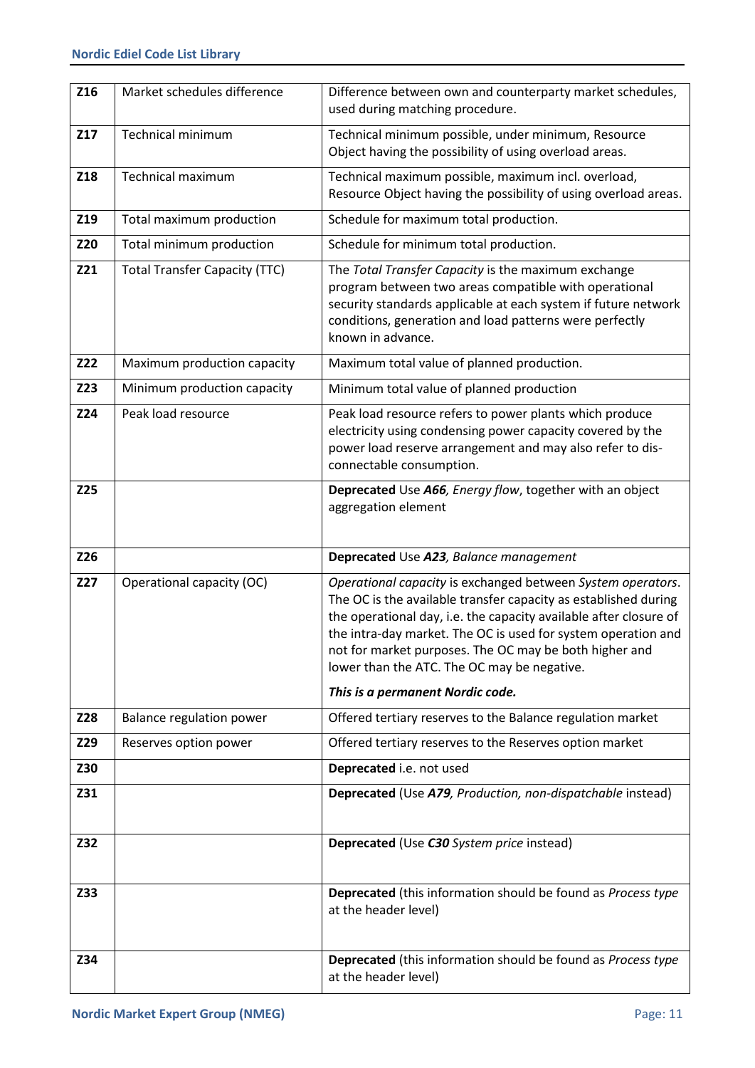| | | |
|---|---|---|
| **Z16** | Market schedules difference | Difference between own and counterparty market schedules, used during matching procedure. |
| **Z17** | Technical minimum | Technical minimum possible, under minimum, Resource Object having the possibility of using overload areas. |
| **Z18** | Technical maximum | Technical maximum possible, maximum incl. overload, Resource Object having the possibility of using overload areas. |
| **Z19** | Total maximum production | Schedule for maximum total production. |
| **Z20** | Total minimum production | Schedule for minimum total production. |
| **Z21** | Total Transfer Capacity (TTC) | The *Total Transfer Capacity* is the maximum exchange program between two areas compatible with operational security standards applicable at each system if future network conditions, generation and load patterns were perfectly known in advance. |
| **Z22** | Maximum production capacity | Maximum total value of planned production. |
| **Z23** | Minimum production capacity | Minimum total value of planned production |
| **Z24** | Peak load resource | Peak load resource refers to power plants which produce electricity using condensing power capacity covered by the power load reserve arrangement and may also refer to dis-connectable consumption. |
| **Z25** | | **Deprecated** Use ***A66****, Energy flow*, together with an object aggregation element |
| **Z26** | | **Deprecated** Use ***A23****, Balance management* |
| **Z27** | Operational capacity (OC) | *Operational capacity* is exchanged between *System operators*. The OC is the available transfer capacity as established during the operational day, i.e. the capacity available after closure of the intra-day market. The OC is used for system operation and not for market purposes. The OC may be both higher and lower than the ATC. The OC may be negative.<br><br>***This is a permanent Nordic code.*** |
| **Z28** | Balance regulation power | Offered tertiary reserves to the Balance regulation market |
| **Z29** | Reserves option power | Offered tertiary reserves to the Reserves option market |
| **Z30** | | **Deprecated** i.e. not used |
| **Z31** | | **Deprecated** (Use ***A79****, Production, non-dispatchable* instead) |
| **Z32** | | **Deprecated** (Use ***C30*** *System price* instead) |
| **Z33** | | **Deprecated** (this information should be found as *Process type* at the header level) |
| **Z34** | | **Deprecated** (this information should be found as *Process type* at the header level) |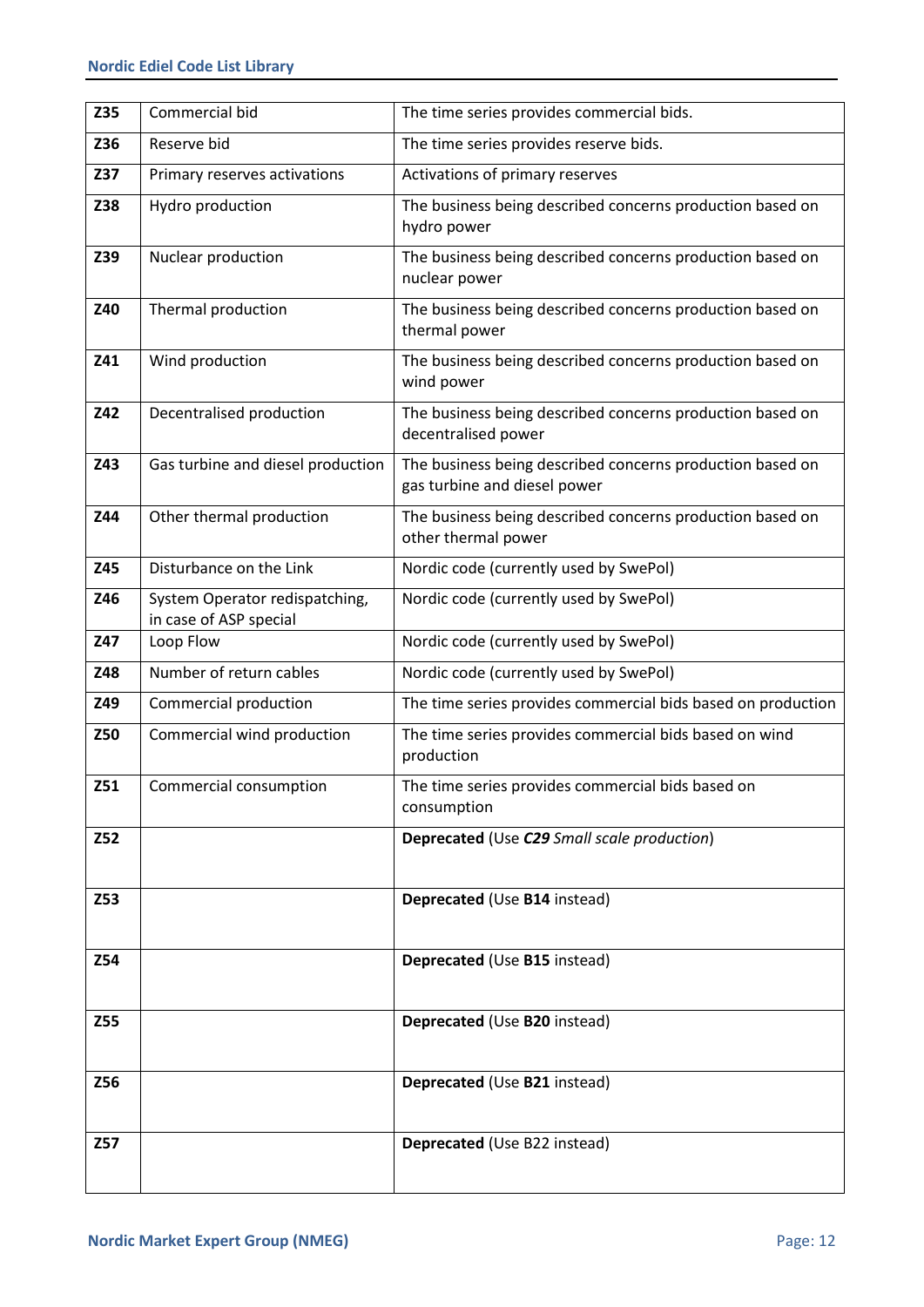| **Z35** | Commercial bid | The time series provides commercial bids. |
|---|---|---|
| **Z36** | Reserve bid | The time series provides reserve bids. |
| **Z37** | Primary reserves activations | Activations of primary reserves |
| **Z38** | Hydro production | The business being described concerns production based on hydro power |
| **Z39** | Nuclear production | The business being described concerns production based on nuclear power |
| **Z40** | Thermal production | The business being described concerns production based on thermal power |
| **Z41** | Wind production | The business being described concerns production based on wind power |
| **Z42** | Decentralised production | The business being described concerns production based on decentralised power |
| **Z43** | Gas turbine and diesel production | The business being described concerns production based on gas turbine and diesel power |
| **Z44** | Other thermal production | The business being described concerns production based on other thermal power |
| **Z45** | Disturbance on the Link | Nordic code (currently used by SwePol) |
| **Z46** | System Operator redispatching, in case of ASP special | Nordic code (currently used by SwePol) |
| **Z47** | Loop Flow | Nordic code (currently used by SwePol) |
| **Z48** | Number of return cables | Nordic code (currently used by SwePol) |
| **Z49** | Commercial production | The time series provides commercial bids based on production |
| **Z50** | Commercial wind production | The time series provides commercial bids based on wind production |
| **Z51** | Commercial consumption | The time series provides commercial bids based on consumption |
| **Z52** | | **Deprecated** (Use ***C29*** *Small scale production*) |
| **Z53** | | **Deprecated** (Use **B14** instead) |
| **Z54** | | **Deprecated** (Use **B15** instead) |
| **Z55** | | **Deprecated** (Use **B20** instead) |
| **Z56** | | **Deprecated** (Use **B21** instead) |
| **Z57** | | **Deprecated** (Use B22 instead) |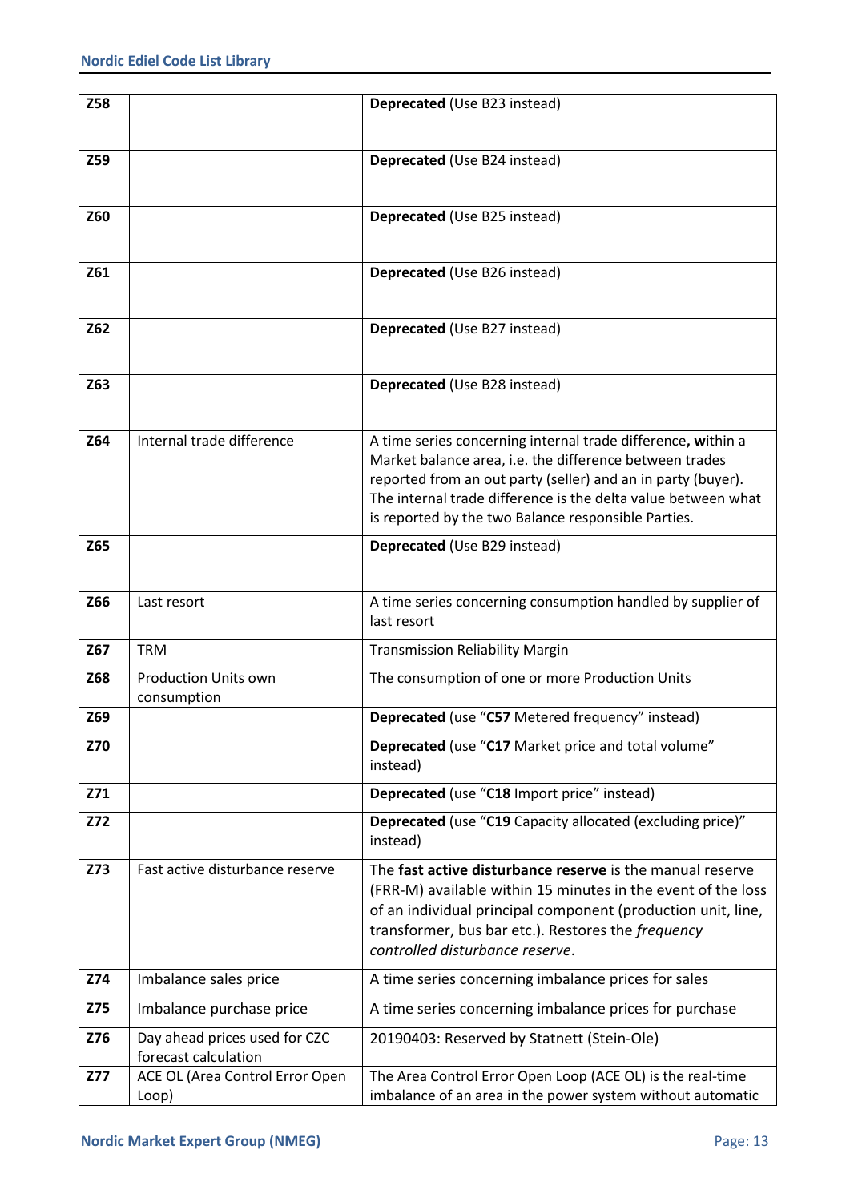| | | |
|---|---|---|
| **Z58** | | **Deprecated** (Use B23 instead) |
| **Z59** | | **Deprecated** (Use B24 instead) |
| **Z60** | | **Deprecated** (Use B25 instead) |
| **Z61** | | **Deprecated** (Use B26 instead) |
| **Z62** | | **Deprecated** (Use B27 instead) |
| **Z63** | | **Deprecated** (Use B28 instead) |
| **Z64** | Internal trade difference | A time series concerning internal trade difference**, w**ithin a Market balance area, i.e. the difference between trades reported from an out party (seller) and an in party (buyer). The internal trade difference is the delta value between what is reported by the two Balance responsible Parties. |
| **Z65** | | **Deprecated** (Use B29 instead) |
| **Z66** | Last resort | A time series concerning consumption handled by supplier of last resort |
| **Z67** | TRM | Transmission Reliability Margin |
| **Z68** | Production Units own consumption | The consumption of one or more Production Units |
| **Z69** | | **Deprecated** (use "**C57** Metered frequency" instead) |
| **Z70** | | **Deprecated** (use "**C17** Market price and total volume" instead) |
| **Z71** | | **Deprecated** (use "**C18** Import price" instead) |
| **Z72** | | **Deprecated** (use "**C19** Capacity allocated (excluding price)" instead) |
| **Z73** | Fast active disturbance reserve | The **fast active disturbance reserve** is the manual reserve (FRR-M) available within 15 minutes in the event of the loss of an individual principal component (production unit, line, transformer, bus bar etc.). Restores the *frequency controlled disturbance reserve*. |
| **Z74** | Imbalance sales price | A time series concerning imbalance prices for sales |
| **Z75** | Imbalance purchase price | A time series concerning imbalance prices for purchase |
| **Z76** | Day ahead prices used for CZC forecast calculation | 20190403: Reserved by Statnett (Stein-Ole) |
| **Z77** | ACE OL (Area Control Error Open Loop) | The Area Control Error Open Loop (ACE OL) is the real-time imbalance of an area in the power system without automatic |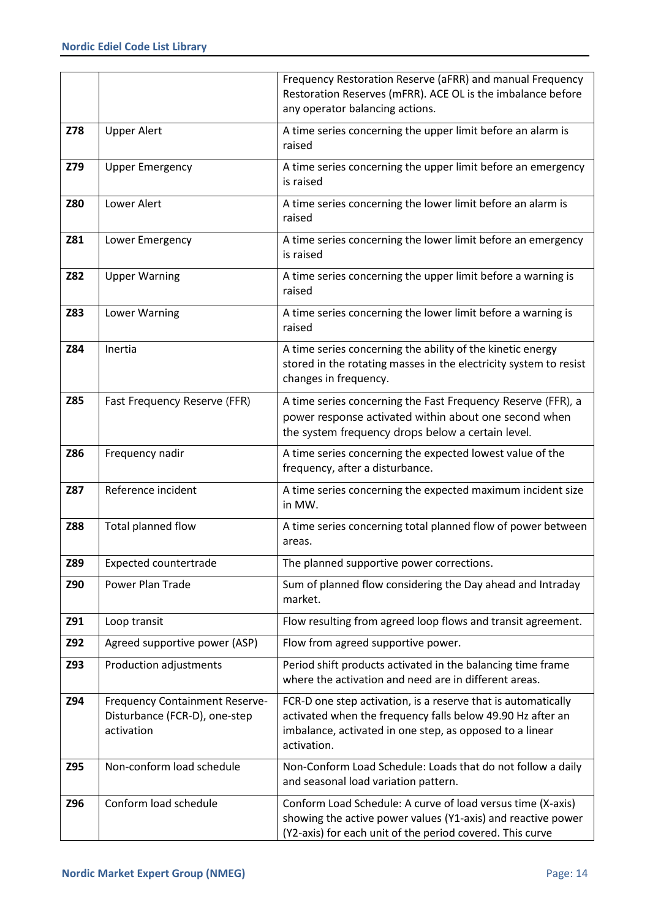| | | |
|---|---|---|
| | | Frequency Restoration Reserve (aFRR) and manual Frequency Restoration Reserves (mFRR). ACE OL is the imbalance before any operator balancing actions. |
| **Z78** | Upper Alert | A time series concerning the upper limit before an alarm is raised |
| **Z79** | Upper Emergency | A time series concerning the upper limit before an emergency is raised |
| **Z80** | Lower Alert | A time series concerning the lower limit before an alarm is raised |
| **Z81** | Lower Emergency | A time series concerning the lower limit before an emergency is raised |
| **Z82** | Upper Warning | A time series concerning the upper limit before a warning is raised |
| **Z83** | Lower Warning | A time series concerning the lower limit before a warning is raised |
| **Z84** | Inertia | A time series concerning the ability of the kinetic energy stored in the rotating masses in the electricity system to resist changes in frequency. |
| **Z85** | Fast Frequency Reserve (FFR) | A time series concerning the Fast Frequency Reserve (FFR), a power response activated within about one second when the system frequency drops below a certain level. |
| **Z86** | Frequency nadir | A time series concerning the expected lowest value of the frequency, after a disturbance. |
| **Z87** | Reference incident | A time series concerning the expected maximum incident size in MW. |
| **Z88** | Total planned flow | A time series concerning total planned flow of power between areas. |
| **Z89** | Expected countertrade | The planned supportive power corrections. |
| **Z90** | Power Plan Trade | Sum of planned flow considering the Day ahead and Intraday market. |
| **Z91** | Loop transit | Flow resulting from agreed loop flows and transit agreement. |
| **Z92** | Agreed supportive power (ASP) | Flow from agreed supportive power. |
| **Z93** | Production adjustments | Period shift products activated in the balancing time frame where the activation and need are in different areas. |
| **Z94** | Frequency Containment Reserve-Disturbance (FCR-D), one-step activation | FCR-D one step activation, is a reserve that is automatically activated when the frequency falls below 49.90 Hz after an imbalance, activated in one step, as opposed to a linear activation. |
| **Z95** | Non-conform load schedule | Non-Conform Load Schedule: Loads that do not follow a daily and seasonal load variation pattern. |
| **Z96** | Conform load schedule | Conform Load Schedule: A curve of load versus time (X-axis) showing the active power values (Y1-axis) and reactive power (Y2-axis) for each unit of the period covered. This curve |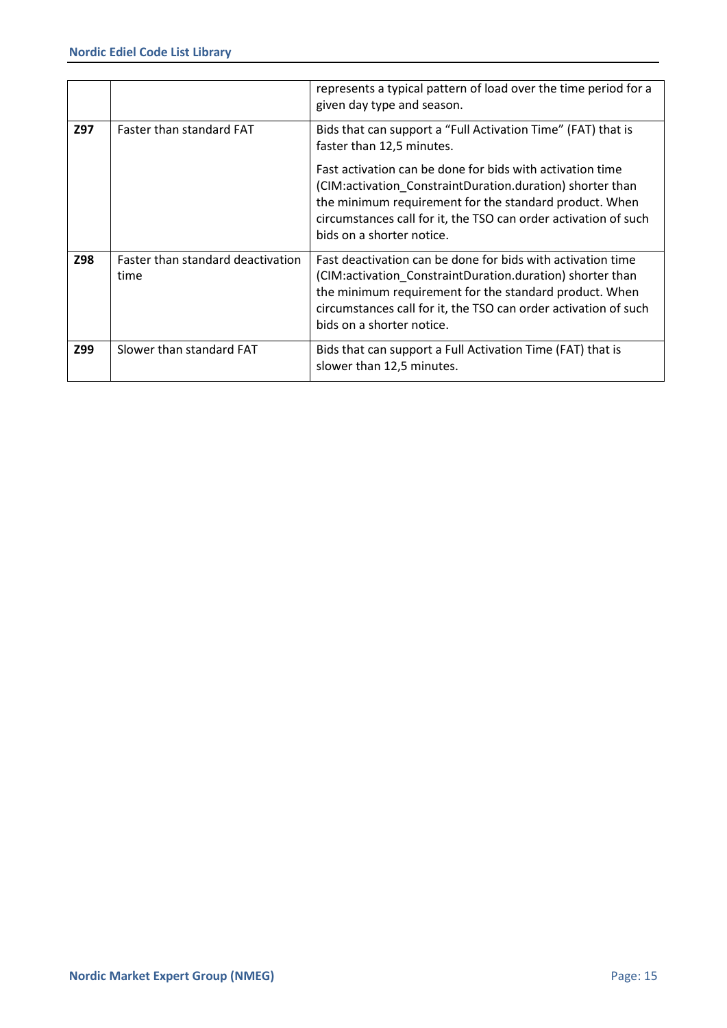| | | |
|---|---|---|
| | | represents a typical pattern of load over the time period for a given day type and season. |
| **Z97** | Faster than standard FAT | Bids that can support a “Full Activation Time” (FAT) that is faster than 12,5 minutes.<br><br>Fast activation can be done for bids with activation time (CIM:activation_ConstraintDuration.duration) shorter than the minimum requirement for the standard product. When circumstances call for it, the TSO can order activation of such bids on a shorter notice. |
| **Z98** | Faster than standard deactivation time | Fast deactivation can be done for bids with activation time (CIM:activation_ConstraintDuration.duration) shorter than the minimum requirement for the standard product. When circumstances call for it, the TSO can order activation of such bids on a shorter notice. |
| **Z99** | Slower than standard FAT | Bids that can support a Full Activation Time (FAT) that is slower than 12,5 minutes. |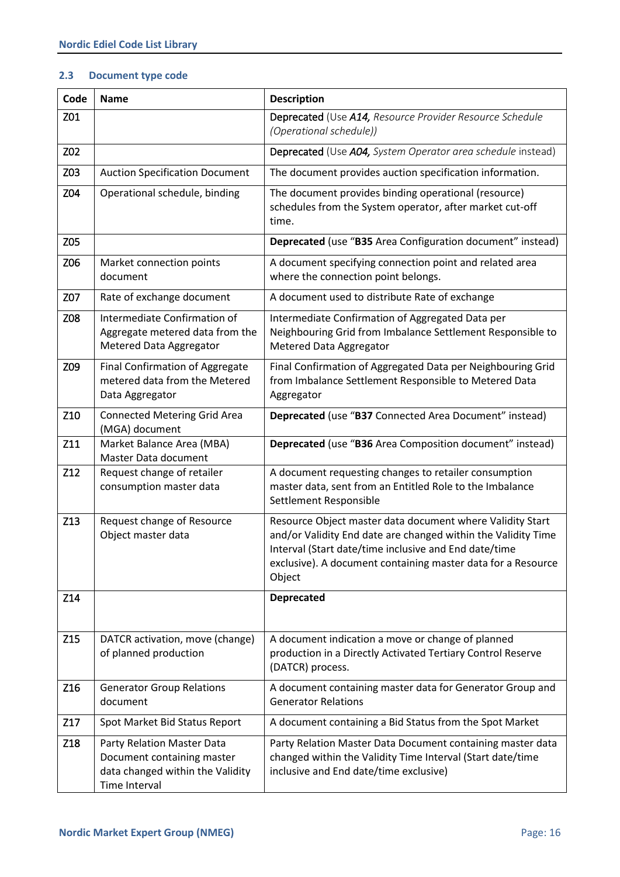## 2.3 Document type code

| Code | Name | Description |
|---|---|---|
| Z01 | | Deprecated (Use ***A14,*** *Resource Provider Resource Schedule (Operational schedule))* |
| Z02 | | Deprecated (Use ***A04,*** *System Operator area schedule* instead) |
| Z03 | Auction Specification Document | The document provides auction specification information. |
| Z04 | Operational schedule, binding | The document provides binding operational (resource) schedules from the System operator, after market cut-off time. |
| Z05 | | **Deprecated** (use "**B35** Area Configuration document" instead) |
| Z06 | Market connection points document | A document specifying connection point and related area where the connection point belongs. |
| Z07 | Rate of exchange document | A document used to distribute Rate of exchange |
| Z08 | Intermediate Confirmation of Aggregate metered data from the Metered Data Aggregator | Intermediate Confirmation of Aggregated Data per Neighbouring Grid from Imbalance Settlement Responsible to Metered Data Aggregator |
| Z09 | Final Confirmation of Aggregate metered data from the Metered Data Aggregator | Final Confirmation of Aggregated Data per Neighbouring Grid from Imbalance Settlement Responsible to Metered Data Aggregator |
| Z10 | Connected Metering Grid Area (MGA) document | **Deprecated** (use "**B37** Connected Area Document" instead) |
| Z11 | Market Balance Area (MBA) Master Data document | **Deprecated** (use "**B36** Area Composition document" instead) |
| Z12 | Request change of retailer consumption master data | A document requesting changes to retailer consumption master data, sent from an Entitled Role to the Imbalance Settlement Responsible |
| Z13 | Request change of Resource Object master data | Resource Object master data document where Validity Start and/or Validity End date are changed within the Validity Time Interval (Start date/time inclusive and End date/time exclusive). A document containing master data for a Resource Object |
| Z14 | | **Deprecated** |
| Z15 | DATCR activation, move (change) of planned production | A document indication a move or change of planned production in a Directly Activated Tertiary Control Reserve (DATCR) process. |
| Z16 | Generator Group Relations document | A document containing master data for Generator Group and Generator Relations |
| Z17 | Spot Market Bid Status Report | A document containing a Bid Status from the Spot Market |
| Z18 | Party Relation Master Data Document containing master data changed within the Validity Time Interval | Party Relation Master Data Document containing master data changed within the Validity Time Interval (Start date/time inclusive and End date/time exclusive) |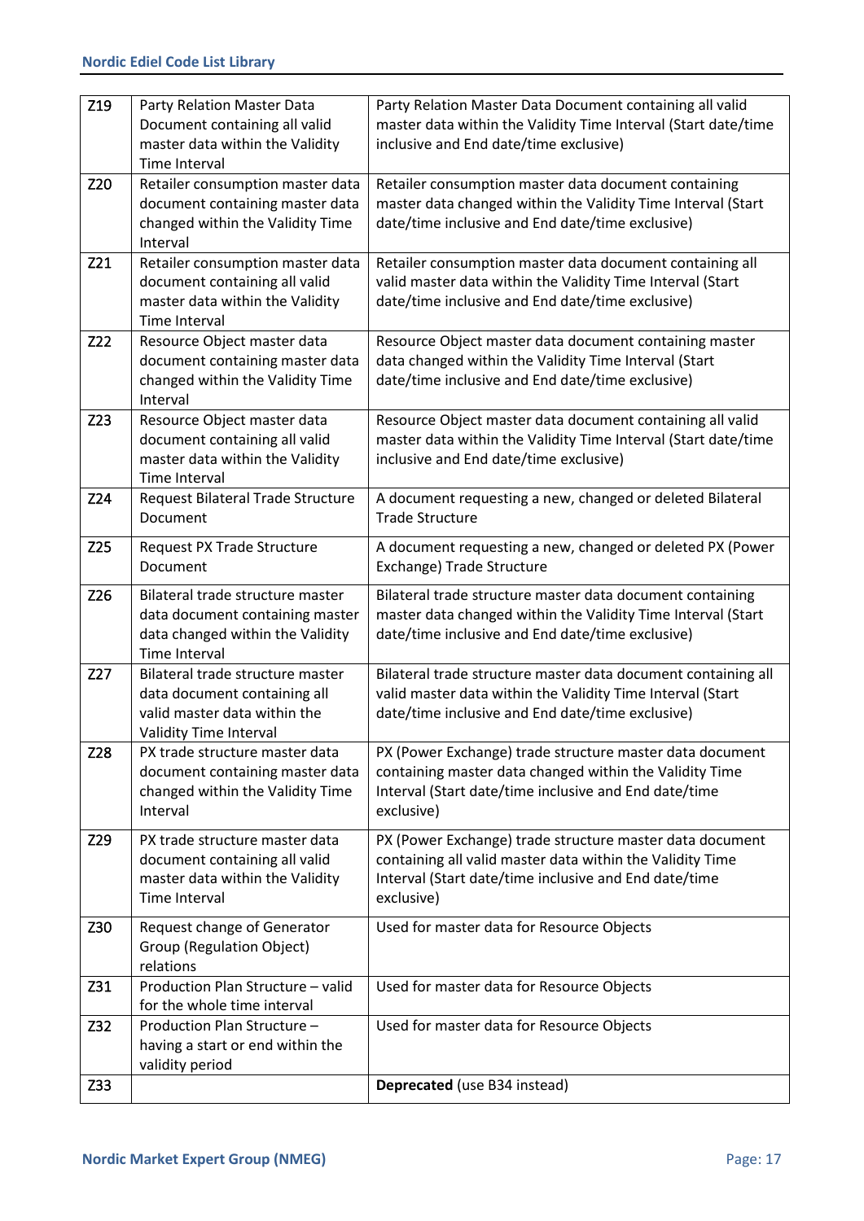| | | |
|---|---|---|
| Z19 | Party Relation Master Data Document containing all valid master data within the Validity Time Interval | Party Relation Master Data Document containing all valid master data within the Validity Time Interval (Start date/time inclusive and End date/time exclusive) |
| Z20 | Retailer consumption master data document containing master data changed within the Validity Time Interval | Retailer consumption master data document containing master data changed within the Validity Time Interval (Start date/time inclusive and End date/time exclusive) |
| Z21 | Retailer consumption master data document containing all valid master data within the Validity Time Interval | Retailer consumption master data document containing all valid master data within the Validity Time Interval (Start date/time inclusive and End date/time exclusive) |
| Z22 | Resource Object master data document containing master data changed within the Validity Time Interval | Resource Object master data document containing master data changed within the Validity Time Interval (Start date/time inclusive and End date/time exclusive) |
| Z23 | Resource Object master data document containing all valid master data within the Validity Time Interval | Resource Object master data document containing all valid master data within the Validity Time Interval (Start date/time inclusive and End date/time exclusive) |
| Z24 | Request Bilateral Trade Structure Document | A document requesting a new, changed or deleted Bilateral Trade Structure |
| Z25 | Request PX Trade Structure Document | A document requesting a new, changed or deleted PX (Power Exchange) Trade Structure |
| Z26 | Bilateral trade structure master data document containing master data changed within the Validity Time Interval | Bilateral trade structure master data document containing master data changed within the Validity Time Interval (Start date/time inclusive and End date/time exclusive) |
| Z27 | Bilateral trade structure master data document containing all valid master data within the Validity Time Interval | Bilateral trade structure master data document containing all valid master data within the Validity Time Interval (Start date/time inclusive and End date/time exclusive) |
| Z28 | PX trade structure master data document containing master data changed within the Validity Time Interval | PX (Power Exchange) trade structure master data document containing master data changed within the Validity Time Interval (Start date/time inclusive and End date/time exclusive) |
| Z29 | PX trade structure master data document containing all valid master data within the Validity Time Interval | PX (Power Exchange) trade structure master data document containing all valid master data within the Validity Time Interval (Start date/time inclusive and End date/time exclusive) |
| Z30 | Request change of Generator Group (Regulation Object) relations | Used for master data for Resource Objects |
| Z31 | Production Plan Structure – valid for the whole time interval | Used for master data for Resource Objects |
| Z32 | Production Plan Structure – having a start or end within the validity period | Used for master data for Resource Objects |
| Z33 | | **Deprecated** (use B34 instead) |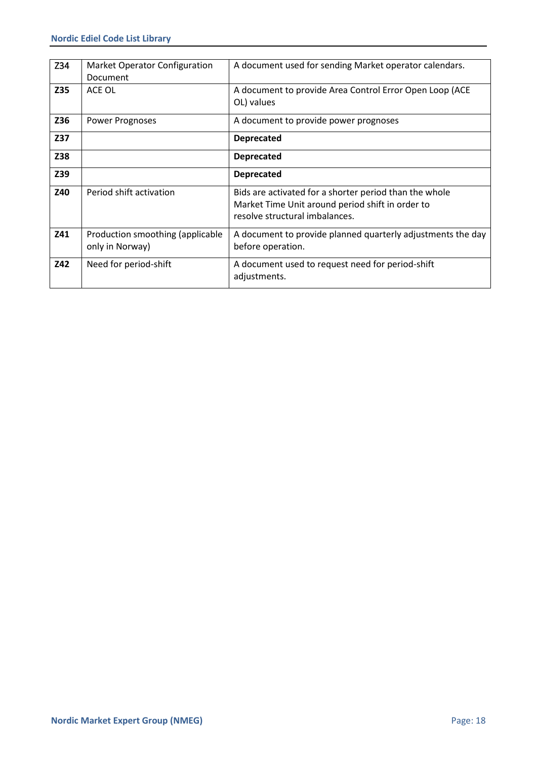| | | |
|---|---|---|
| Z34 | Market Operator Configuration Document | A document used for sending Market operator calendars. |
| **Z35** | ACE OL | A document to provide Area Control Error Open Loop (ACE OL) values |
| **Z36** | Power Prognoses | A document to provide power prognoses |
| **Z37** | | **Deprecated** |
| **Z38** | | **Deprecated** |
| **Z39** | | **Deprecated** |
| **Z40** | Period shift activation | Bids are activated for a shorter period than the whole Market Time Unit around period shift in order to resolve structural imbalances. |
| **Z41** | Production smoothing (applicable only in Norway) | A document to provide planned quarterly adjustments the day before operation. |
| **Z42** | Need for period-shift | A document used to request need for period-shift adjustments. |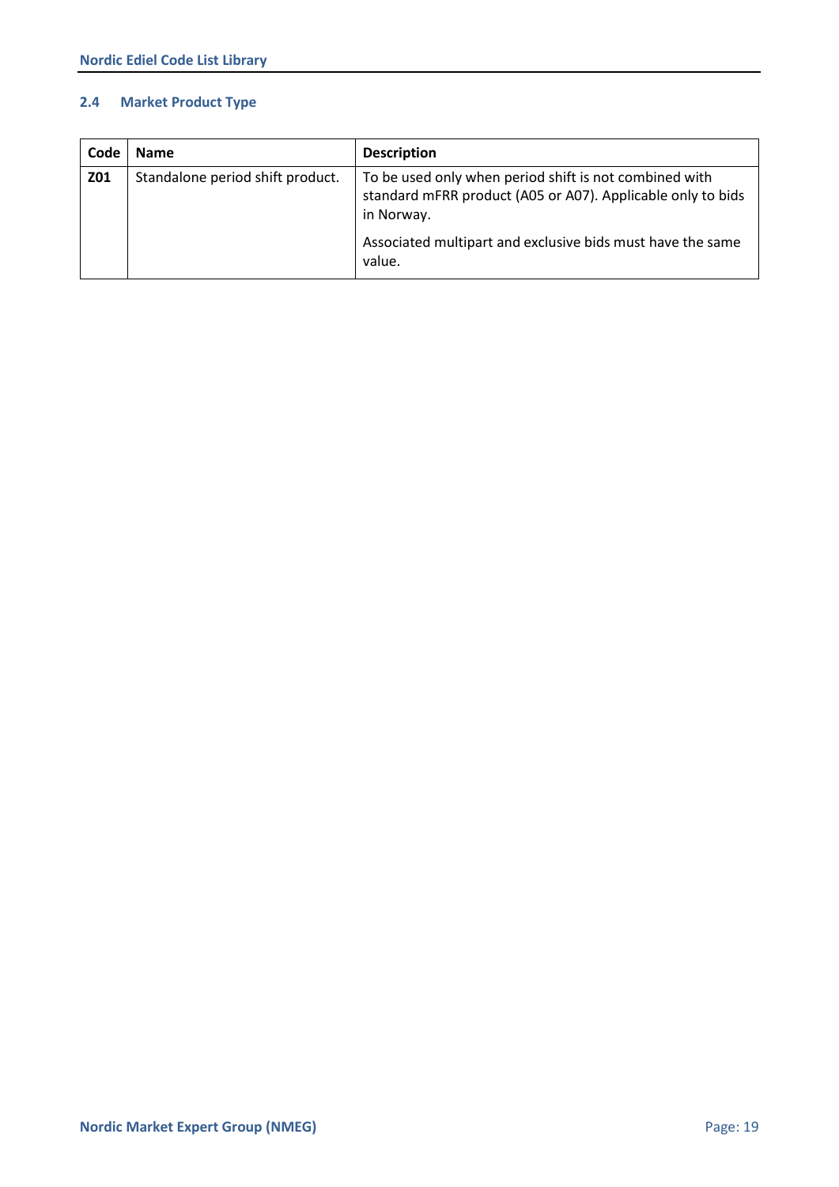## 2.4 Market Product Type

| Code | Name | Description |
|---|---|---|
| **Z01** | Standalone period shift product. | To be used only when period shift is not combined with standard mFRR product (A05 or A07). Applicable only to bids in Norway.<br><br>Associated multipart and exclusive bids must have the same value. |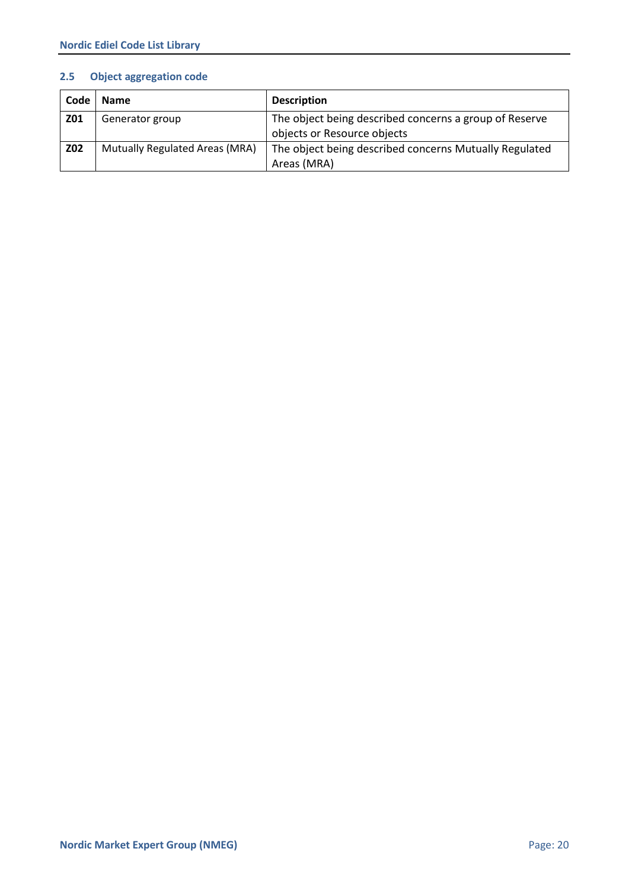## 2.5 Object aggregation code

| Code | Name | Description |
|---|---|---|
| **Z01** | Generator group | The object being described concerns a group of Reserve objects or Resource objects |
| **Z02** | Mutually Regulated Areas (MRA) | The object being described concerns Mutually Regulated Areas (MRA) |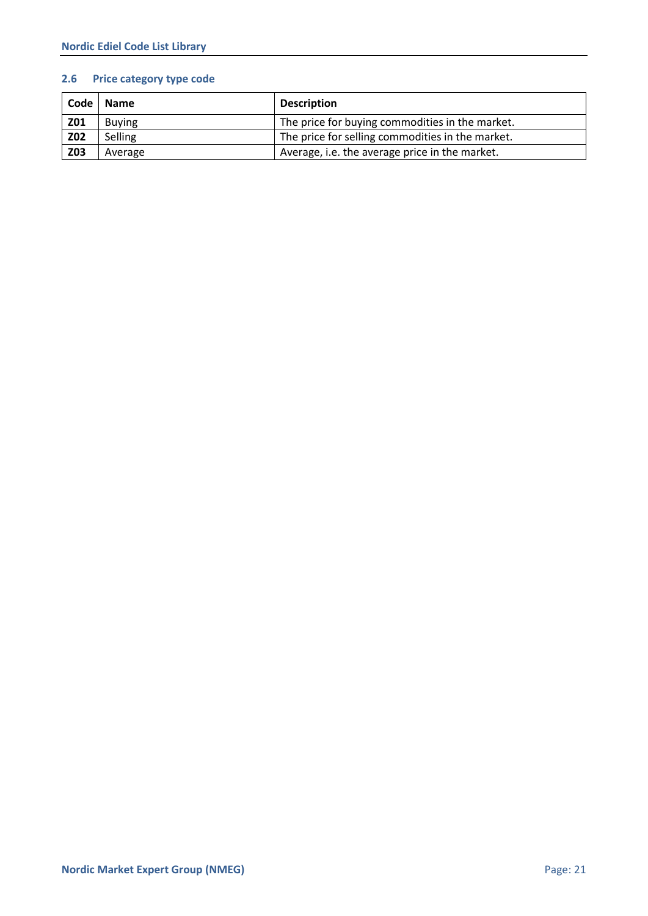## 2.6 Price category type code

| Code | Name | Description |
|---|---|---|
| **Z01** | Buying | The price for buying commodities in the market. |
| **Z02** | Selling | The price for selling commodities in the market. |
| **Z03** | Average | Average, i.e. the average price in the market. |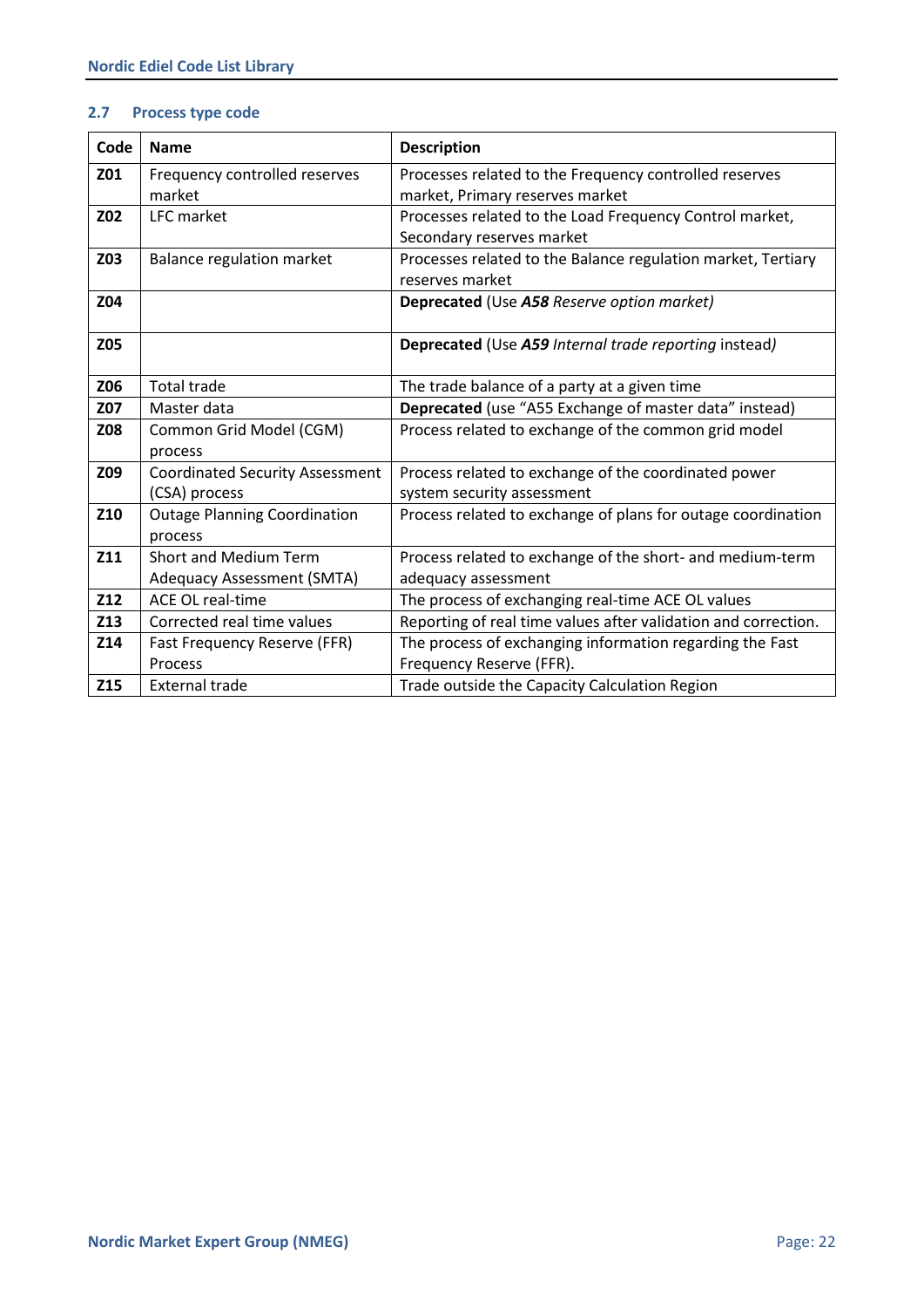## 2.7 Process type code

| Code | Name | Description |
|---|---|---|
| **Z01** | Frequency controlled reserves market | Processes related to the Frequency controlled reserves market, Primary reserves market |
| **Z02** | LFC market | Processes related to the Load Frequency Control market, Secondary reserves market |
| **Z03** | Balance regulation market | Processes related to the Balance regulation market, Tertiary reserves market |
| **Z04** | | **Deprecated** (Use ***A58*** *Reserve option market)* |
| **Z05** | | **Deprecated** (Use ***A59*** *Internal trade reporting* instead*)* |
| **Z06** | Total trade | The trade balance of a party at a given time |
| **Z07** | Master data | **Deprecated** (use "A55 Exchange of master data" instead) |
| **Z08** | Common Grid Model (CGM) process | Process related to exchange of the common grid model |
| **Z09** | Coordinated Security Assessment (CSA) process | Process related to exchange of the coordinated power system security assessment |
| **Z10** | Outage Planning Coordination process | Process related to exchange of plans for outage coordination |
| **Z11** | Short and Medium Term Adequacy Assessment (SMTA) | Process related to exchange of the short- and medium-term adequacy assessment |
| **Z12** | ACE OL real-time | The process of exchanging real-time ACE OL values |
| **Z13** | Corrected real time values | Reporting of real time values after validation and correction. |
| **Z14** | Fast Frequency Reserve (FFR) Process | The process of exchanging information regarding the Fast Frequency Reserve (FFR). |
| **Z15** | External trade | Trade outside the Capacity Calculation Region |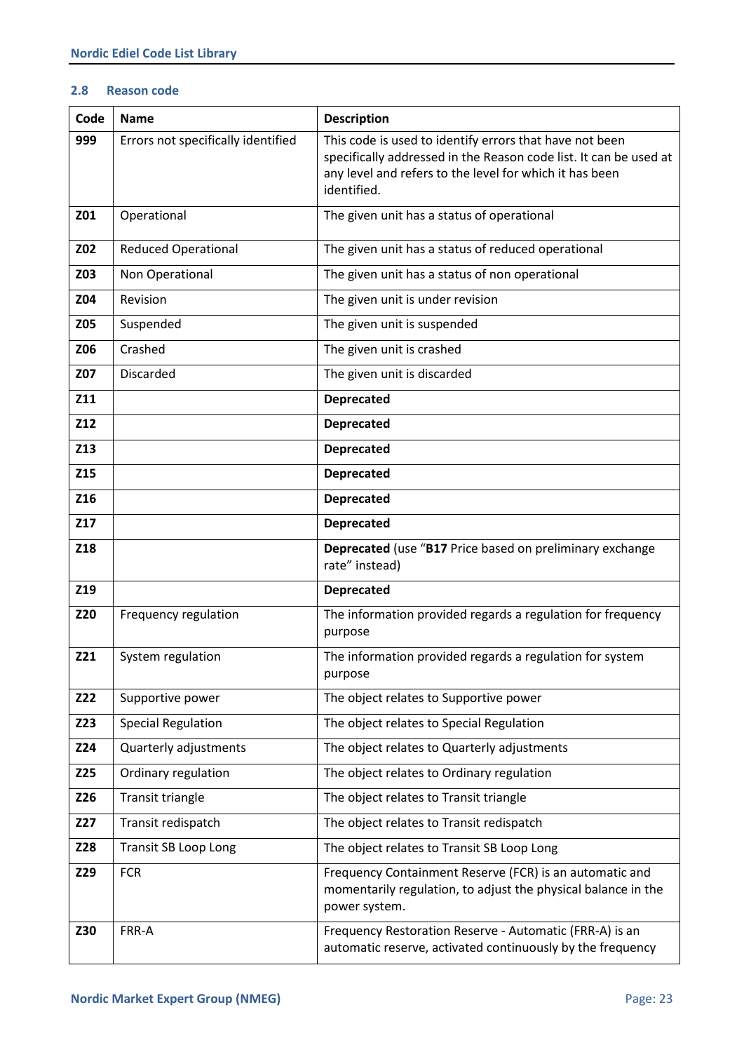### 2.8 Reason code

| Code | Name | Description |
|---|---|---|
| **999** | Errors not specifically identified | This code is used to identify errors that have not been specifically addressed in the Reason code list. It can be used at any level and refers to the level for which it has been identified. |
| **Z01** | Operational | The given unit has a status of operational |
| **Z02** | Reduced Operational | The given unit has a status of reduced operational |
| **Z03** | Non Operational | The given unit has a status of non operational |
| **Z04** | Revision | The given unit is under revision |
| **Z05** | Suspended | The given unit is suspended |
| **Z06** | Crashed | The given unit is crashed |
| **Z07** | Discarded | The given unit is discarded |
| **Z11** | | **Deprecated** |
| **Z12** | | **Deprecated** |
| **Z13** | | **Deprecated** |
| **Z15** | | **Deprecated** |
| **Z16** | | **Deprecated** |
| **Z17** | | **Deprecated** |
| **Z18** | | **Deprecated** (use "**B17** Price based on preliminary exchange rate" instead) |
| **Z19** | | **Deprecated** |
| **Z20** | Frequency regulation | The information provided regards a regulation for frequency purpose |
| **Z21** | System regulation | The information provided regards a regulation for system purpose |
| **Z22** | Supportive power | The object relates to Supportive power |
| **Z23** | Special Regulation | The object relates to Special Regulation |
| **Z24** | Quarterly adjustments | The object relates to Quarterly adjustments |
| **Z25** | Ordinary regulation | The object relates to Ordinary regulation |
| **Z26** | Transit triangle | The object relates to Transit triangle |
| **Z27** | Transit redispatch | The object relates to Transit redispatch |
| **Z28** | Transit SB Loop Long | The object relates to Transit SB Loop Long |
| **Z29** | FCR | Frequency Containment Reserve (FCR) is an automatic and momentarily regulation, to adjust the physical balance in the power system. |
| **Z30** | FRR-A | Frequency Restoration Reserve - Automatic (FRR-A) is an automatic reserve, activated continuously by the frequency |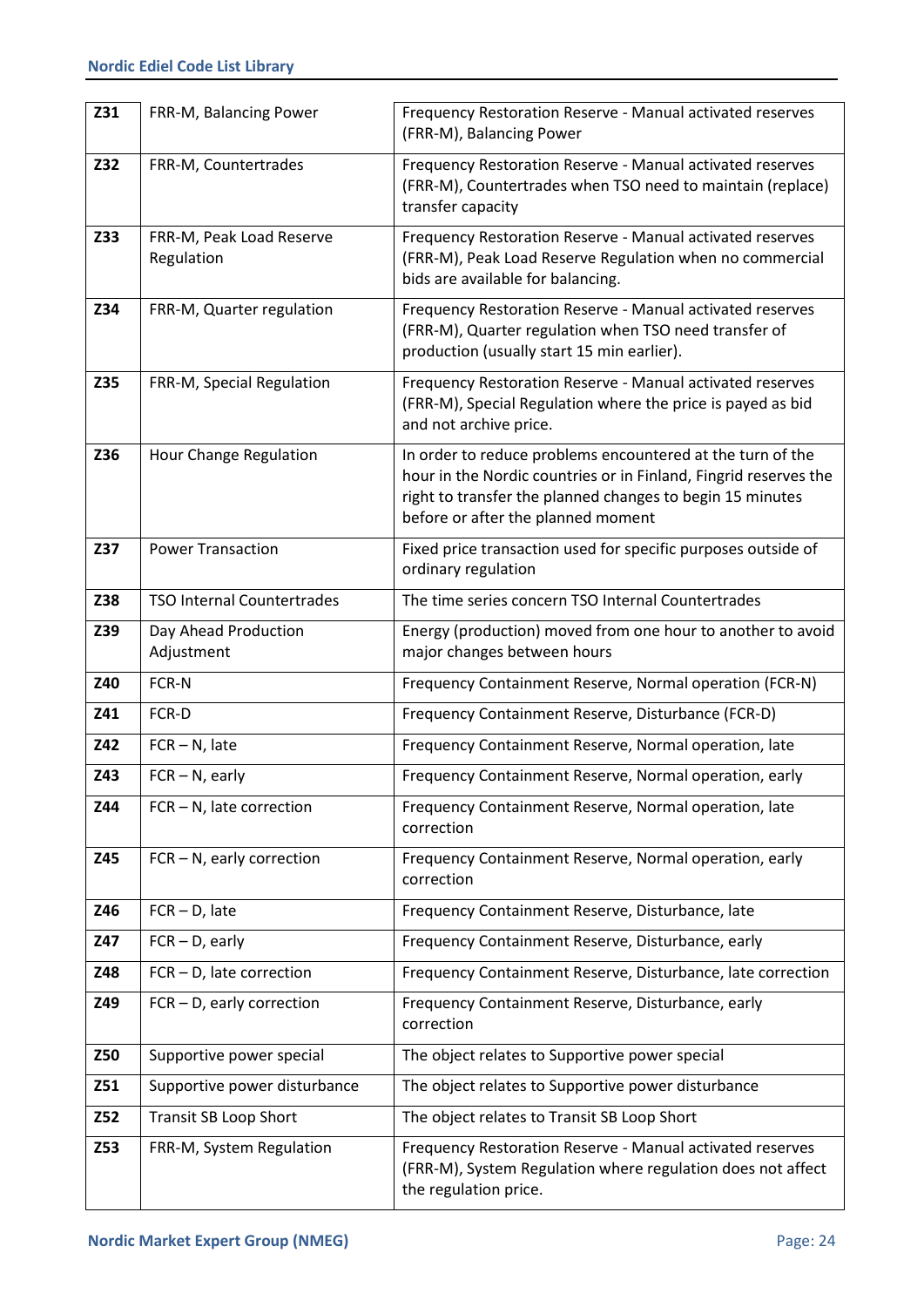| **Z31** | FRR-M, Balancing Power | Frequency Restoration Reserve - Manual activated reserves (FRR-M), Balancing Power |
|---|---|---|
| **Z32** | FRR-M, Countertrades | Frequency Restoration Reserve - Manual activated reserves (FRR-M), Countertrades when TSO need to maintain (replace) transfer capacity |
| **Z33** | FRR-M, Peak Load Reserve Regulation | Frequency Restoration Reserve - Manual activated reserves (FRR-M), Peak Load Reserve Regulation when no commercial bids are available for balancing. |
| **Z34** | FRR-M, Quarter regulation | Frequency Restoration Reserve - Manual activated reserves (FRR-M), Quarter regulation when TSO need transfer of production (usually start 15 min earlier). |
| **Z35** | FRR-M, Special Regulation | Frequency Restoration Reserve - Manual activated reserves (FRR-M), Special Regulation where the price is payed as bid and not archive price. |
| **Z36** | Hour Change Regulation | In order to reduce problems encountered at the turn of the hour in the Nordic countries or in Finland, Fingrid reserves the right to transfer the planned changes to begin 15 minutes before or after the planned moment |
| **Z37** | Power Transaction | Fixed price transaction used for specific purposes outside of ordinary regulation |
| **Z38** | TSO Internal Countertrades | The time series concern TSO Internal Countertrades |
| **Z39** | Day Ahead Production Adjustment | Energy (production) moved from one hour to another to avoid major changes between hours |
| **Z40** | FCR-N | Frequency Containment Reserve, Normal operation (FCR-N) |
| **Z41** | FCR-D | Frequency Containment Reserve, Disturbance (FCR-D) |
| **Z42** | FCR – N, late | Frequency Containment Reserve, Normal operation, late |
| **Z43** | FCR – N, early | Frequency Containment Reserve, Normal operation, early |
| **Z44** | FCR – N, late correction | Frequency Containment Reserve, Normal operation, late correction |
| **Z45** | FCR – N, early correction | Frequency Containment Reserve, Normal operation, early correction |
| **Z46** | FCR – D, late | Frequency Containment Reserve, Disturbance, late |
| **Z47** | FCR – D, early | Frequency Containment Reserve, Disturbance, early |
| **Z48** | FCR – D, late correction | Frequency Containment Reserve, Disturbance, late correction |
| **Z49** | FCR – D, early correction | Frequency Containment Reserve, Disturbance, early correction |
| **Z50** | Supportive power special | The object relates to Supportive power special |
| **Z51** | Supportive power disturbance | The object relates to Supportive power disturbance |
| **Z52** | Transit SB Loop Short | The object relates to Transit SB Loop Short |
| **Z53** | FRR-M, System Regulation | Frequency Restoration Reserve - Manual activated reserves (FRR-M), System Regulation where regulation does not affect the regulation price. |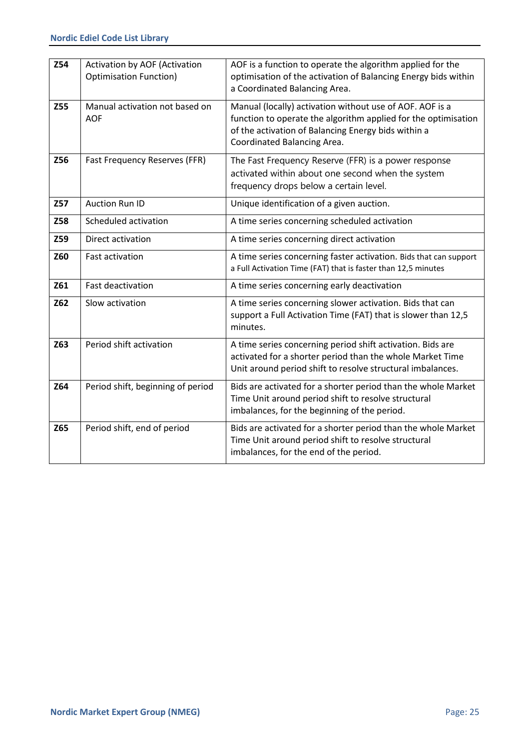| **Z54** | Activation by AOF (Activation Optimisation Function) | AOF is a function to operate the algorithm applied for the optimisation of the activation of Balancing Energy bids within a Coordinated Balancing Area. |
|---|---|---|
| **Z55** | Manual activation not based on AOF | Manual (locally) activation without use of AOF. AOF is a function to operate the algorithm applied for the optimisation of the activation of Balancing Energy bids within a Coordinated Balancing Area. |
| **Z56** | Fast Frequency Reserves (FFR) | The Fast Frequency Reserve (FFR) is a power response activated within about one second when the system frequency drops below a certain level. |
| **Z57** | Auction Run ID | Unique identification of a given auction. |
| **Z58** | Scheduled activation | A time series concerning scheduled activation |
| **Z59** | Direct activation | A time series concerning direct activation |
| **Z60** | Fast activation | A time series concerning faster activation. Bids that can support a Full Activation Time (FAT) that is faster than 12,5 minutes |
| **Z61** | Fast deactivation | A time series concerning early deactivation |
| **Z62** | Slow activation | A time series concerning slower activation. Bids that can support a Full Activation Time (FAT) that is slower than 12,5 minutes. |
| **Z63** | Period shift activation | A time series concerning period shift activation. Bids are activated for a shorter period than the whole Market Time Unit around period shift to resolve structural imbalances. |
| **Z64** | Period shift, beginning of period | Bids are activated for a shorter period than the whole Market Time Unit around period shift to resolve structural imbalances, for the beginning of the period. |
| **Z65** | Period shift, end of period | Bids are activated for a shorter period than the whole Market Time Unit around period shift to resolve structural imbalances, for the end of the period. |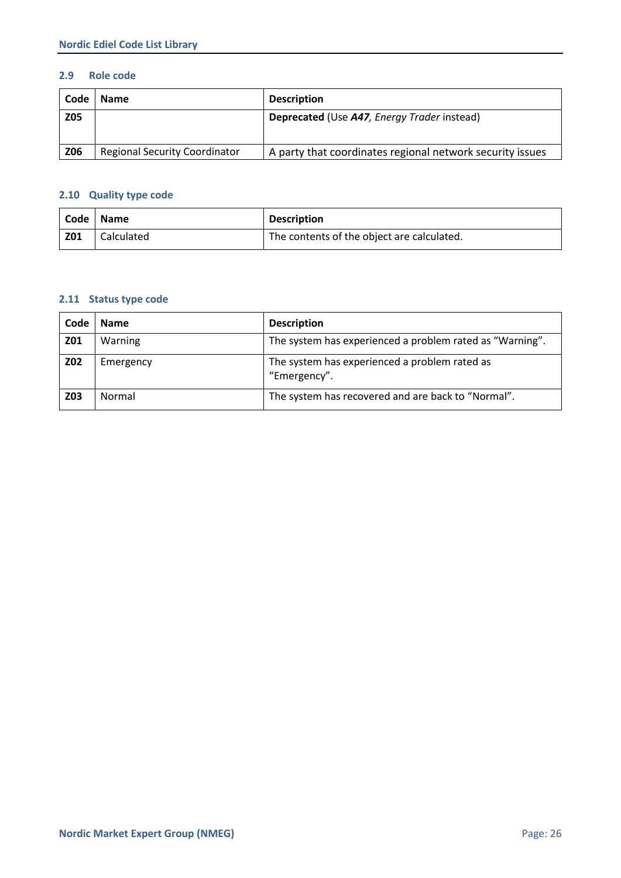## 2.9 Role code

| Code | Name | Description |
|---|---|---|
| **Z05** | | **Deprecated** (Use ***A47**, Energy Trader* instead) |
| **Z06** | Regional Security Coordinator | A party that coordinates regional network security issues |

## 2.10 Quality type code

| Code | Name | Description |
|---|---|---|
| **Z01** | Calculated | The contents of the object are calculated. |

## 2.11 Status type code

| Code | Name | Description |
|---|---|---|
| **Z01** | Warning | The system has experienced a problem rated as "Warning". |
| **Z02** | Emergency | The system has experienced a problem rated as "Emergency". |
| **Z03** | Normal | The system has recovered and are back to "Normal". |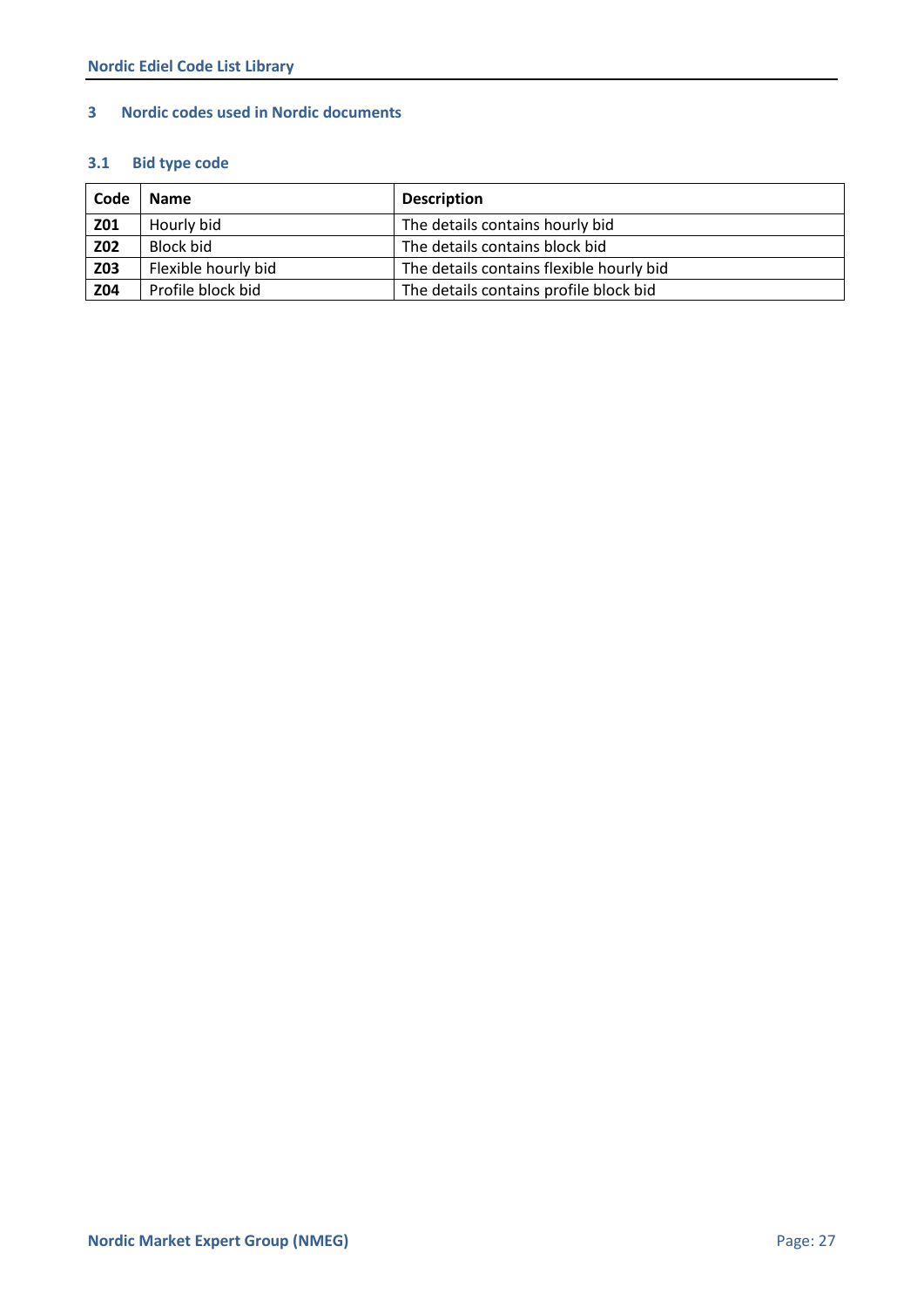# 3 Nordic codes used in Nordic documents

## 3.1 Bid type code

| Code | Name | Description |
|---|---|---|
| **Z01** | Hourly bid | The details contains hourly bid |
| **Z02** | Block bid | The details contains block bid |
| **Z03** | Flexible hourly bid | The details contains flexible hourly bid |
| **Z04** | Profile block bid | The details contains profile block bid |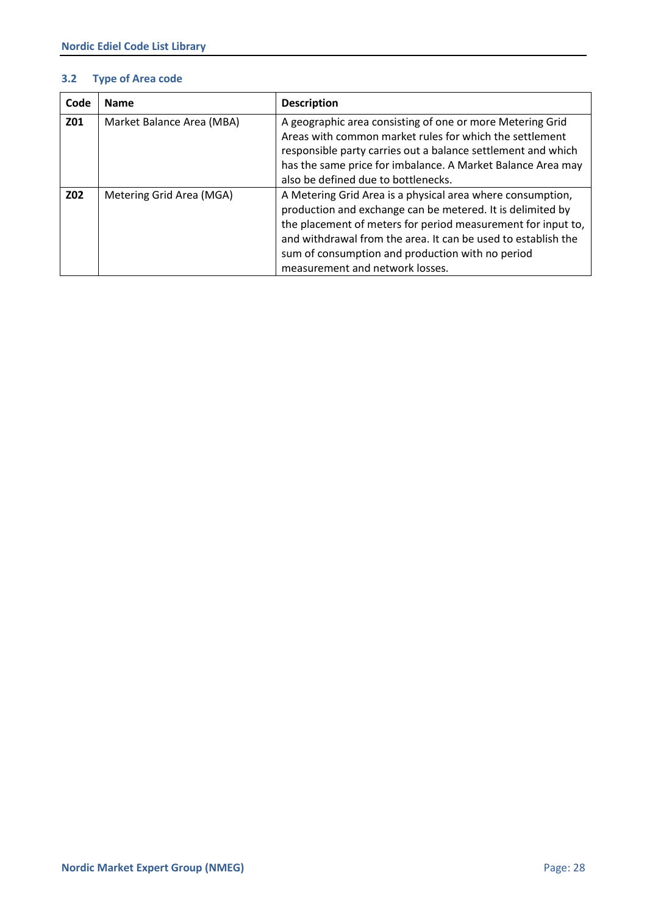### 3.2 Type of Area code

| Code | Name | Description |
|---|---|---|
| **Z01** | Market Balance Area (MBA) | A geographic area consisting of one or more Metering Grid Areas with common market rules for which the settlement responsible party carries out a balance settlement and which has the same price for imbalance. A Market Balance Area may also be defined due to bottlenecks. |
| **Z02** | Metering Grid Area (MGA) | A Metering Grid Area is a physical area where consumption, production and exchange can be metered. It is delimited by the placement of meters for period measurement for input to, and withdrawal from the area. It can be used to establish the sum of consumption and production with no period measurement and network losses. |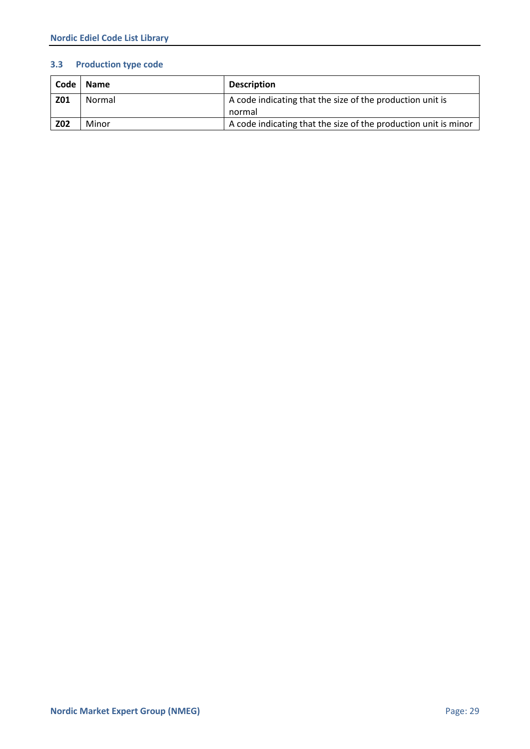### 3.3 Production type code

| Code | Name | Description |
|---|---|---|
| **Z01** | Normal | A code indicating that the size of the production unit is normal |
| **Z02** | Minor | A code indicating that the size of the production unit is minor |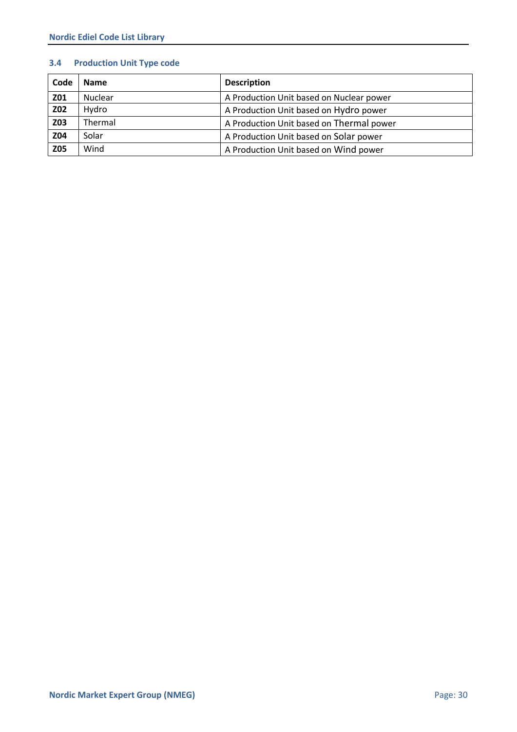### 3.4 Production Unit Type code

| Code | Name | Description |
|---|---|---|
| **Z01** | Nuclear | A Production Unit based on Nuclear power |
| **Z02** | Hydro | A Production Unit based on Hydro power |
| **Z03** | Thermal | A Production Unit based on Thermal power |
| **Z04** | Solar | A Production Unit based on Solar power |
| **Z05** | Wind | A Production Unit based on Wind power |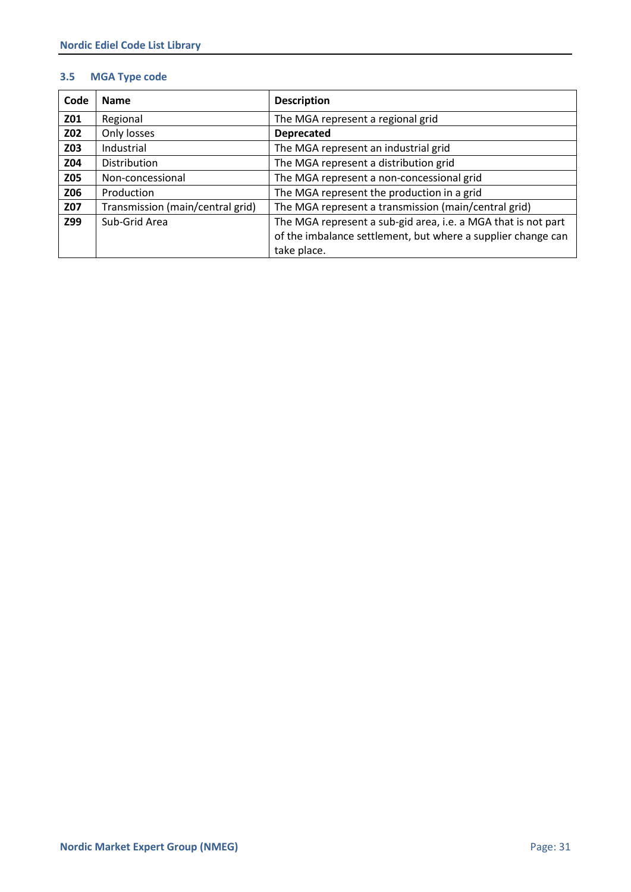### 3.5 MGA Type code

| Code | Name | Description |
|---|---|---|
| **Z01** | Regional | The MGA represent a regional grid |
| **Z02** | Only losses | **Deprecated** |
| **Z03** | Industrial | The MGA represent an industrial grid |
| **Z04** | Distribution | The MGA represent a distribution grid |
| **Z05** | Non-concessional | The MGA represent a non-concessional grid |
| **Z06** | Production | The MGA represent the production in a grid |
| **Z07** | Transmission (main/central grid) | The MGA represent a transmission (main/central grid) |
| **Z99** | Sub-Grid Area | The MGA represent a sub-gid area, i.e. a MGA that is not part of the imbalance settlement, but where a supplier change can take place. |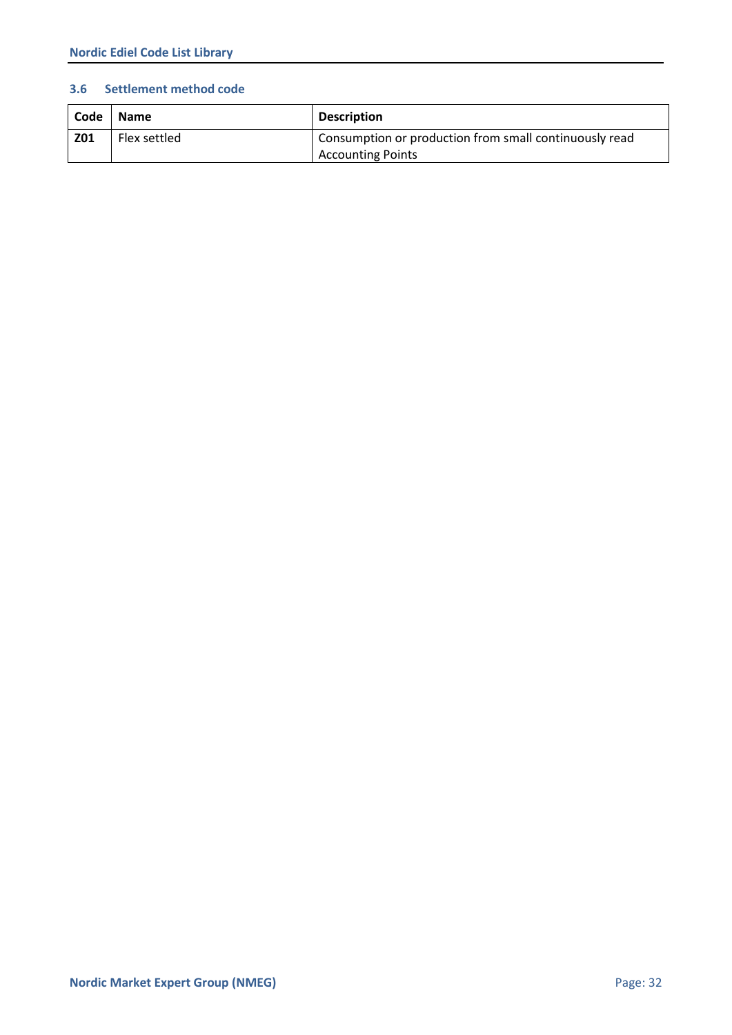### 3.6 Settlement method code

| Code | Name | Description |
|---|---|---|
| **Z01** | Flex settled | Consumption or production from small continuously read Accounting Points |